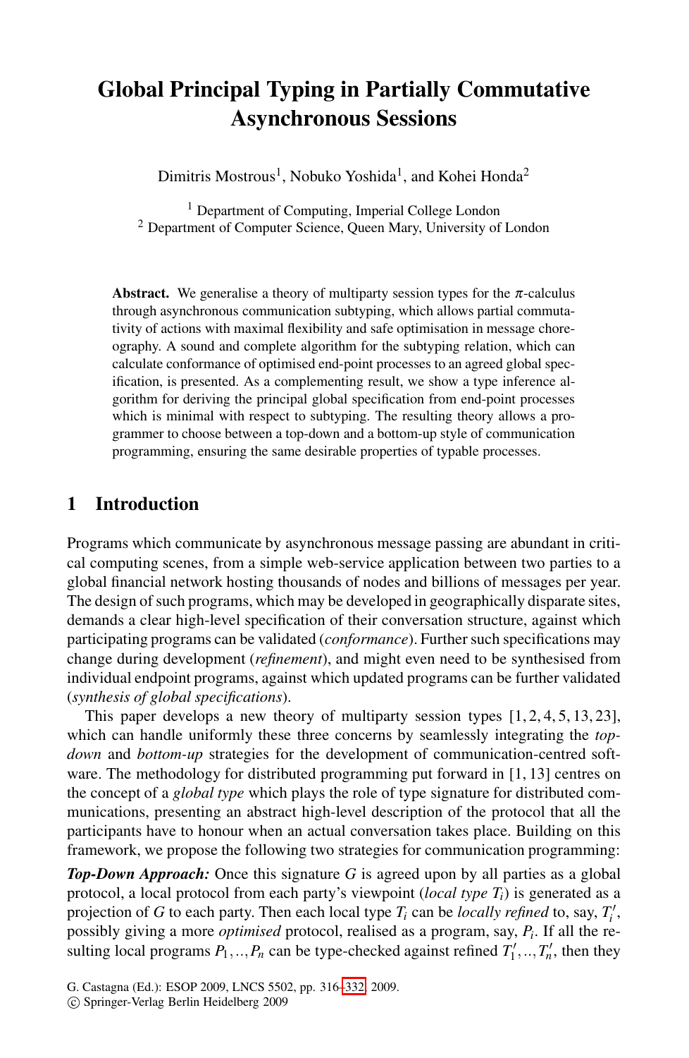# Global Principal Typing in Partially Commutative Asynchronous Sessions

Dimitris Mostrous[1], Nobuko Yoshida[1], and Kohei Honda[2]

[1] Department of Computing, Imperial College London
[2] Department of Computer Science, Queen Mary, University of London

**Abstract.** We generalise a theory of multiparty session types for the $\pi$-calculus through asynchronous communication subtyping, which allows partial commutativity of actions with maximal flexibility and safe optimisation in message choreography. A sound and complete algorithm for the subtyping relation, which can calculate conformance of optimised end-point processes to an agreed global specification, is presented. As a complementing result, we show a type inference algorithm for deriving the principal global specification from end-point processes which is minimal with respect to subtyping. The resulting theory allows a programmer to choose between a top-down and a bottom-up style of communication programming, ensuring the same desirable properties of typable processes.

## 1 Introduction

Programs which communicate by asynchronous message passing are abundant in critical computing scenes, from a simple web-service application between two parties to a global financial network hosting thousands of nodes and billions of messages per year. The design of such programs, which may be developed in geographically disparate sites, demands a clear high-level specification of their conversation structure, against which participating programs can be validated (*conformance*). Further such specifications may change during development (*refinement*), and might even need to be synthesised from individual endpoint programs, against which updated programs can be further validated (*synthesis of global specifications*).

This paper develops a new theory of multiparty session types [1, 2, 4, 5, 13, 23], which can handle uniformly these three concerns by seamlessly integrating the *top-down* and *bottom-up* strategies for the development of communication-centred software. The methodology for distributed programming put forward in [1, 13] centres on the concept of a *global type* which plays the role of type signature for distributed communications, presenting an abstract high-level description of the protocol that all the participants have to honour when an actual conversation takes place. Building on this framework, we propose the following two strategies for communication programming:

***Top-Down Approach:*** Once this signature $G$ is agreed upon by all parties as a global protocol, a local protocol from each party's viewpoint (*local type* $T_i$) is generated as a projection of $G$ to each party. Then each local type $T_i$ can be *locally refined* to, say, $T_i'$, possibly giving a more *optimised* protocol, realised as a program, say, $P_i$. If all the resulting local programs $P_1, .., P_n$ can be type-checked against refined $T_1', .., T_n'$, then they

G. Castagna (Ed.): ESOP 2009, LNCS 5502, pp. 316–332, 2009.
© Springer-Verlag Berlin Heidelberg 2009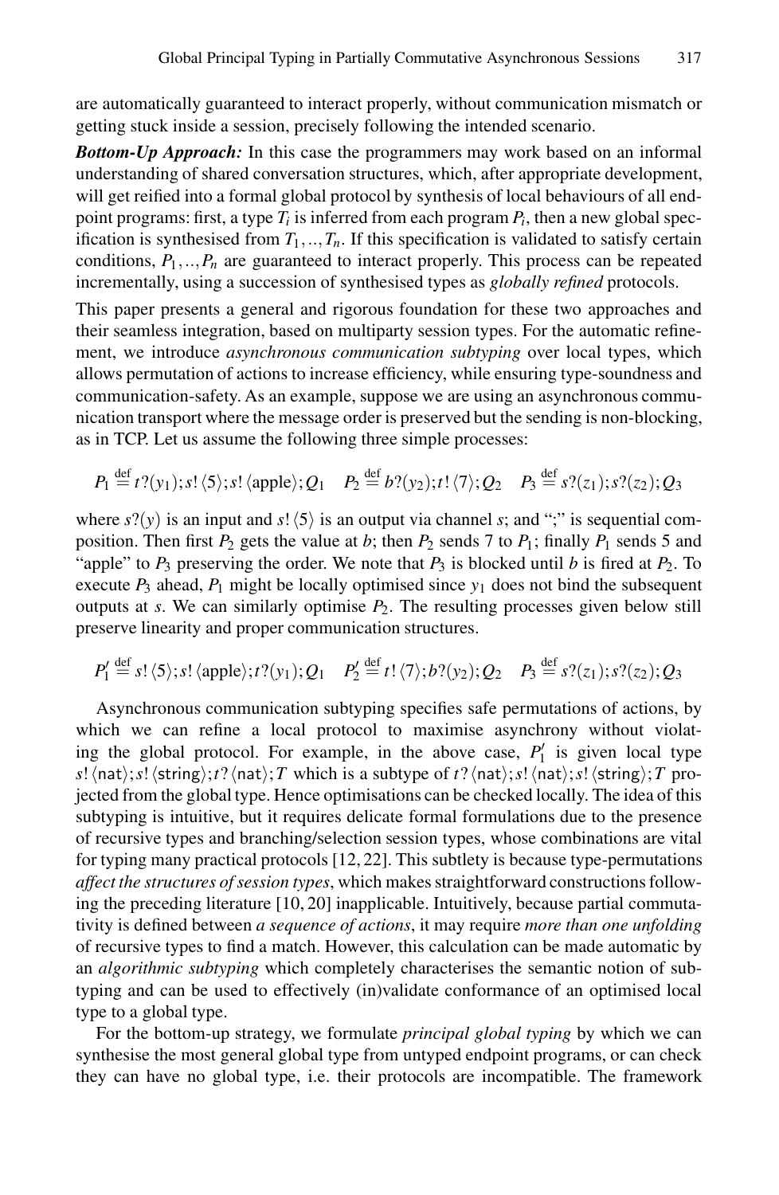are automatically guaranteed to interact properly, without communication mismatch or getting stuck inside a session, precisely following the intended scenario.

***Bottom-Up Approach:*** In this case the programmers may work based on an informal understanding of shared conversation structures, which, after appropriate development, will get reified into a formal global protocol by synthesis of local behaviours of all endpoint programs: first, a type $T_i$ is inferred from each program $P_i$, then a new global specification is synthesised from $T_1, .., T_n$. If this specification is validated to satisfy certain conditions, $P_1, .., P_n$ are guaranteed to interact properly. This process can be repeated incrementally, using a succession of synthesised types as *globally refined* protocols.

This paper presents a general and rigorous foundation for these two approaches and their seamless integration, based on multiparty session types. For the automatic refinement, we introduce *asynchronous communication subtyping* over local types, which allows permutation of actions to increase efficiency, while ensuring type-soundness and communication-safety. As an example, suppose we are using an asynchronous communication transport where the message order is preserved but the sending is non-blocking, as in TCP. Let us assume the following three simple processes:

$$P_1 \stackrel{\text{def}}{=} t?(y_1); s!\langle 5\rangle; s!\langle \text{apple}\rangle; Q_1 \quad P_2 \stackrel{\text{def}}{=} b?(y_2); t!\langle 7\rangle; Q_2 \quad P_3 \stackrel{\text{def}}{=} s?(z_1); s?(z_2); Q_3$$

where $s?(y)$ is an input and $s!\langle 5\rangle$ is an output via channel $s$; and ";" is sequential composition. Then first $P_2$ gets the value at $b$; then $P_2$ sends 7 to $P_1$; finally $P_1$ sends 5 and "apple" to $P_3$ preserving the order. We note that $P_3$ is blocked until $b$ is fired at $P_2$. To execute $P_3$ ahead, $P_1$ might be locally optimised since $y_1$ does not bind the subsequent outputs at $s$. We can similarly optimise $P_2$. The resulting processes given below still preserve linearity and proper communication structures.

$$P_1' \stackrel{\text{def}}{=} s!\langle 5\rangle; s!\langle \text{apple}\rangle; t?(y_1); Q_1 \quad P_2' \stackrel{\text{def}}{=} t!\langle 7\rangle; b?(y_2); Q_2 \quad P_3 \stackrel{\text{def}}{=} s?(z_1); s?(z_2); Q_3$$

Asynchronous communication subtyping specifies safe permutations of actions, by which we can refine a local protocol to maximise asynchrony without violating the global protocol. For example, in the above case, $P_1'$ is given local type $s!\langle \mathsf{nat}\rangle; s!\langle \mathsf{string}\rangle; t?\langle \mathsf{nat}\rangle; T$ which is a subtype of $t?\langle \mathsf{nat}\rangle; s!\langle \mathsf{nat}\rangle; s!\langle \mathsf{string}\rangle; T$ projected from the global type. Hence optimisations can be checked locally. The idea of this subtyping is intuitive, but it requires delicate formal formulations due to the presence of recursive types and branching/selection session types, whose combinations are vital for typing many practical protocols [12, 22]. This subtlety is because type-permutations *affect the structures of session types*, which makes straightforward constructions following the preceding literature [10, 20] inapplicable. Intuitively, because partial commutativity is defined between *a sequence of actions*, it may require *more than one unfolding* of recursive types to find a match. However, this calculation can be made automatic by an *algorithmic subtyping* which completely characterises the semantic notion of subtyping and can be used to effectively (in)validate conformance of an optimised local type to a global type.

For the bottom-up strategy, we formulate *principal global typing* by which we can synthesise the most general global type from untyped endpoint programs, or can check they can have no global type, i.e. their protocols are incompatible. The framework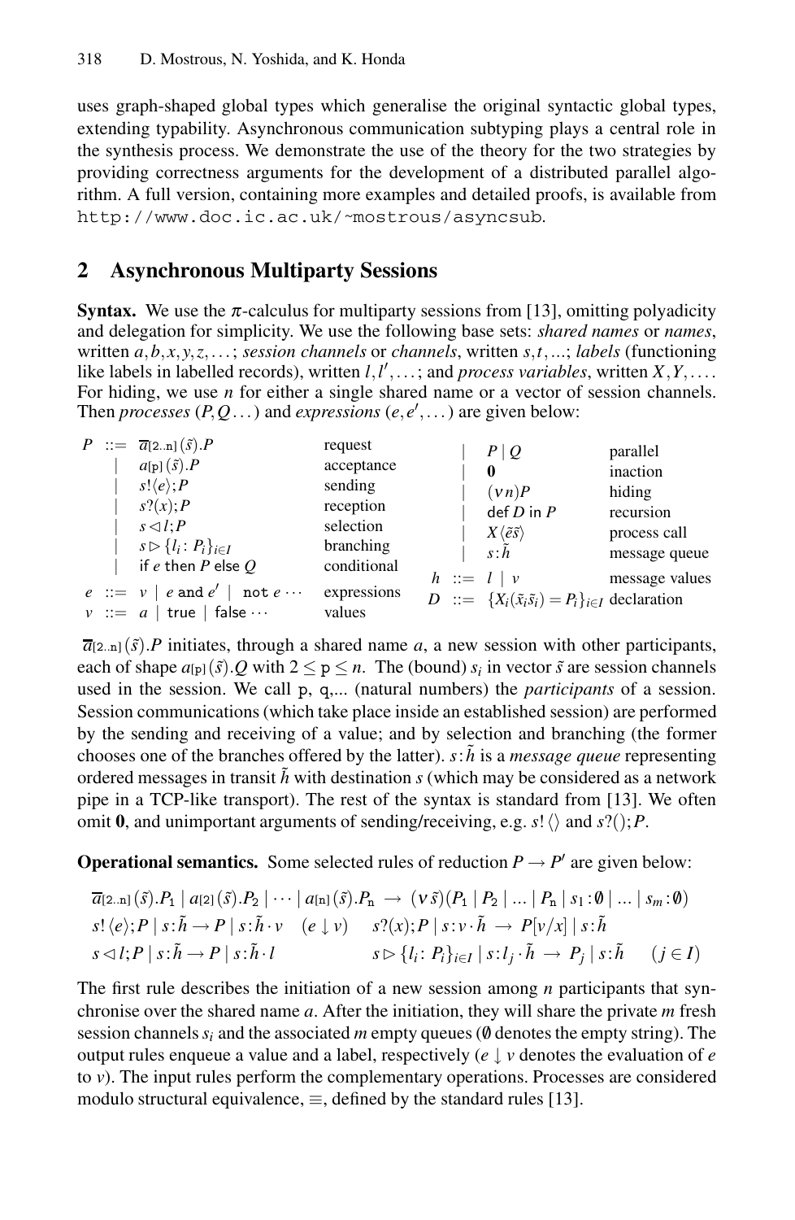uses graph-shaped global types which generalise the original syntactic global types, extending typability. Asynchronous communication subtyping plays a central role in the synthesis process. We demonstrate the use of the theory for the two strategies by providing correctness arguments for the development of a distributed parallel algorithm. A full version, containing more examples and detailed proofs, is available from http://www.doc.ic.ac.uk/~mostrous/asyncsub.

## 2 Asynchronous Multiparty Sessions

**Syntax.** We use the $\pi$-calculus for multiparty sessions from [13], omitting polyadicity and delegation for simplicity. We use the following base sets: *shared names* or *names*, written $a,b,x,y,z,\ldots$; *session channels* or *channels*, written $s,t,\ldots$; *labels* (functioning like labels in labelled records), written $l,l',\ldots$; and *process variables*, written $X,Y,\ldots$. For hiding, we use $n$ for either a single shared name or a vector of session channels. Then *processes* $(P,Q\ldots)$ and *expressions* $(e,e',\ldots)$ are given below:

$$
\begin{array}{rcll}
P & ::= & \overline{a}_{[2..\mathtt{n}]}(\tilde{s}).P & \text{request}\\
& \mid & a_{[\mathtt{p}]}(\tilde{s}).P & \text{acceptance}\\
& \mid & s!\langle e\rangle;P & \text{sending}\\
& \mid & s?(x);P & \text{reception}\\
& \mid & s\lhd l;P & \text{selection}\\
& \mid & s\rhd\{l_i\colon P_i\}_{i\in I} & \text{branching}\\
& \mid & \mathsf{if}\ e\ \mathsf{then}\ P\ \mathsf{else}\ Q & \text{conditional}\\
& \mid & P\mid Q & \text{parallel}\\
& \mid & \mathbf{0} & \text{inaction}\\
& \mid & (\nu n)P & \text{hiding}\\
& \mid & \mathsf{def}\ D\ \mathsf{in}\ P & \text{recursion}\\
& \mid & X\langle\tilde{e}\tilde{s}\rangle & \text{process call}\\
& \mid & s\colon\tilde{h} & \text{message queue}\\
e & ::= & v \mid e\ \mathtt{and}\ e' \mid \mathtt{not}\ e\cdots & \text{expressions}\\
v & ::= & a \mid \mathsf{true} \mid \mathsf{false}\cdots & \text{values}\\
h & ::= & l \mid v & \text{message values}\\
D & ::= & \{X_i(\tilde{x}_i\tilde{s}_i)=P_i\}_{i\in I} & \text{declaration}
\end{array}
$$

$\overline{a}_{[2..\mathtt{n}]}(\tilde{s}).P$ initiates, through a shared name $a$, a new session with other participants, each of shape $a_{[\mathtt{p}]}(\tilde{s}).Q$ with $2\leq\mathtt{p}\leq n$. The (bound) $s_i$ in vector $\tilde{s}$ are session channels used in the session. We call $\mathtt{p}$, $\mathtt{q}$,... (natural numbers) the *participants* of a session. Session communications (which take place inside an established session) are performed by the sending and receiving of a value; and by selection and branching (the former chooses one of the branches offered by the latter). $s\colon\tilde{h}$ is a *message queue* representing ordered messages in transit $\tilde{h}$ with destination $s$ (which may be considered as a network pipe in a TCP-like transport). The rest of the syntax is standard from [13]. We often omit $\mathbf{0}$, and unimportant arguments of sending/receiving, e.g. $s!\langle\rangle$ and $s?();P$.

**Operational semantics.** Some selected rules of reduction $P\to P'$ are given below:

$$
\overline{a}_{[2..\mathtt{n}]}(\tilde{s}).P_1\mid a_{[2]}(\tilde{s}).P_2\mid\cdots\mid a_{[\mathtt{n}]}(\tilde{s}).P_{\mathtt{n}}\ \to\ (\nu\,\tilde{s})(P_1\mid P_2\mid\ldots\mid P_{\mathtt{n}}\mid s_1\colon\emptyset\mid\ldots\mid s_m\colon\emptyset)
$$

$$
s!\langle e\rangle;P\mid s\colon\tilde{h}\to P\mid s\colon\tilde{h}\cdot v\quad(e\downarrow v)\qquad s?(x);P\mid s\colon v\cdot\tilde{h}\ \to\ P[v/x]\mid s\colon\tilde{h}
$$

$$
s\lhd l;P\mid s\colon\tilde{h}\to P\mid s\colon\tilde{h}\cdot l\qquad\qquad s\rhd\{l_i\colon P_i\}_{i\in I}\mid s\colon l_j\cdot\tilde{h}\ \to\ P_j\mid s\colon\tilde{h}\qquad(j\in I)
$$

The first rule describes the initiation of a new session among $n$ participants that synchronise over the shared name $a$. After the initiation, they will share the private $m$ fresh session channels $s_i$ and the associated $m$ empty queues ($\emptyset$ denotes the empty string). The output rules enqueue a value and a label, respectively ($e\downarrow v$ denotes the evaluation of $e$ to $v$). The input rules perform the complementary operations. Processes are considered modulo structural equivalence, $\equiv$, defined by the standard rules [13].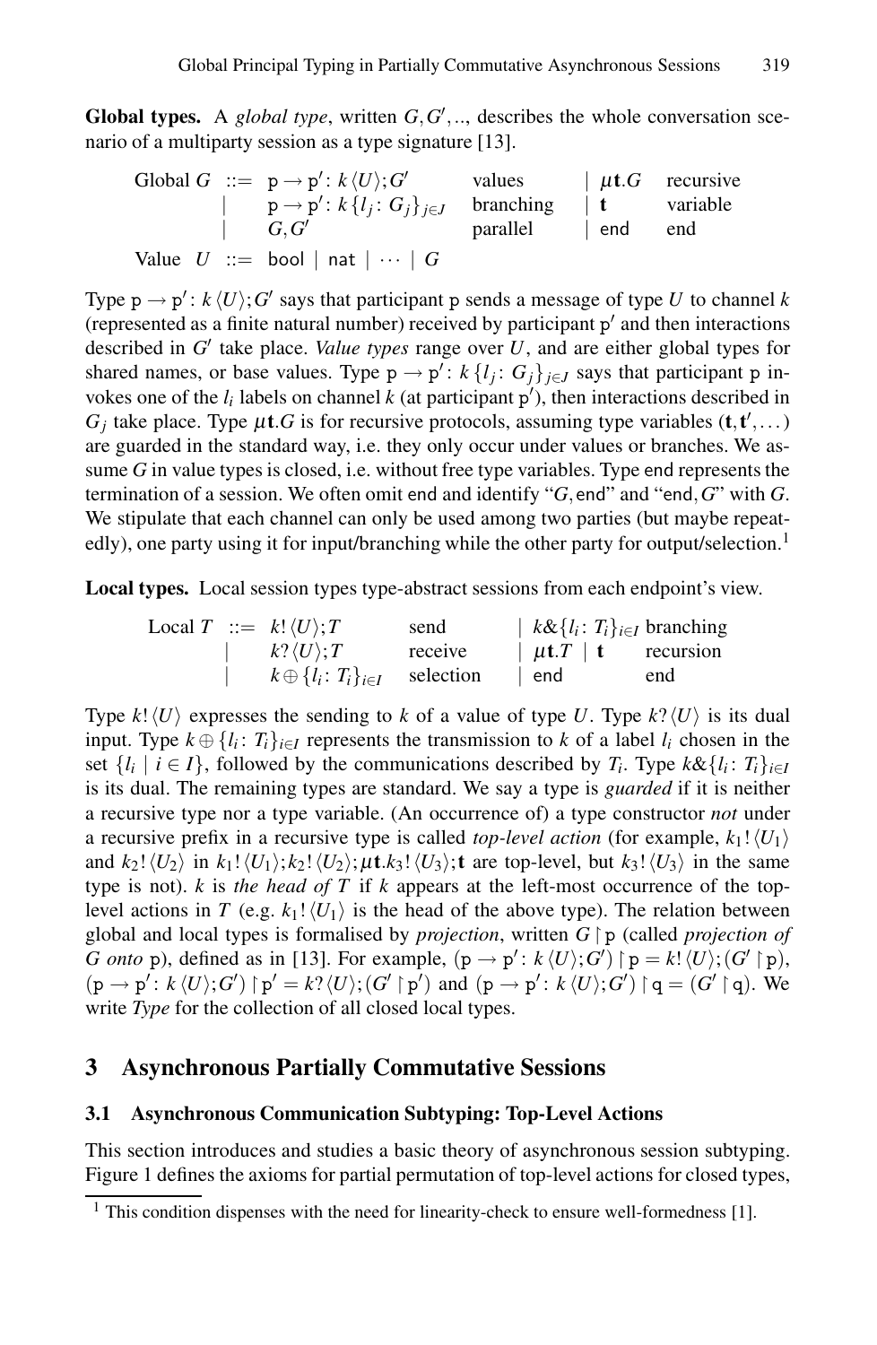**Global types.** A *global type*, written $G, G', ..$, describes the whole conversation scenario of a multiparty session as a type signature [13].

$$
\begin{array}{llllll}
\text{Global } G & ::= & \mathtt{p} \to \mathtt{p}' \colon k\,\langle U \rangle; G' & \text{values} & \mid \mu\mathbf{t}.G & \text{recursive} \\
& \mid & \mathtt{p} \to \mathtt{p}' \colon k\,\{l_j \colon G_j\}_{j \in J} & \text{branching} & \mid \mathbf{t} & \text{variable} \\
& \mid & G, G' & \text{parallel} & \mid \mathsf{end} & \text{end} \\
\text{Value } U & ::= & \mathsf{bool} \mid \mathsf{nat} \mid \cdots \mid G & & &
\end{array}
$$

Type $\mathtt{p} \to \mathtt{p}' \colon k\,\langle U \rangle; G'$ says that participant $\mathtt{p}$ sends a message of type $U$ to channel $k$ (represented as a finite natural number) received by participant $\mathtt{p}'$ and then interactions described in $G'$ take place. *Value types* range over $U$, and are either global types for shared names, or base values. Type $\mathtt{p} \to \mathtt{p}' \colon k\,\{l_j \colon G_j\}_{j \in J}$ says that participant $\mathtt{p}$ invokes one of the $l_i$ labels on channel $k$ (at participant $\mathtt{p}'$), then interactions described in $G_j$ take place. Type $\mu\mathbf{t}.G$ is for recursive protocols, assuming type variables $(\mathbf{t}, \mathbf{t}', \dots)$ are guarded in the standard way, i.e. they only occur under values or branches. We assume $G$ in value types is closed, i.e. without free type variables. Type $\mathsf{end}$ represents the termination of a session. We often omit $\mathsf{end}$ and identify "$G, \mathsf{end}$" and "$\mathsf{end}, G$" with $G$. We stipulate that each channel can only be used among two parties (but maybe repeatedly), one party using it for input/branching while the other party for output/selection.[1]

**Local types.** Local session types type-abstract sessions from each endpoint's view.

$$
\begin{array}{llllll}
\text{Local } T & ::= & k!\langle U \rangle; T & \text{send} & \mid k\&\{l_i \colon T_i\}_{i \in I} & \text{branching} \\
& \mid & k?\langle U \rangle; T & \text{receive} & \mid \mu\mathbf{t}.T \mid \mathbf{t} & \text{recursion} \\
& \mid & k \oplus \{l_i \colon T_i\}_{i \in I} & \text{selection} & \mid \mathsf{end} & \text{end}
\end{array}
$$

Type $k!\langle U \rangle$ expresses the sending to $k$ of a value of type $U$. Type $k?\langle U \rangle$ is its dual input. Type $k \oplus \{l_i \colon T_i\}_{i \in I}$ represents the transmission to $k$ of a label $l_i$ chosen in the set $\{l_i \mid i \in I\}$, followed by the communications described by $T_i$. Type $k\&\{l_i \colon T_i\}_{i \in I}$ is its dual. The remaining types are standard. We say a type is *guarded* if it is neither a recursive type nor a type variable. (An occurrence of) a type constructor *not* under a recursive prefix in a recursive type is called *top-level action* (for example, $k_1!\langle U_1 \rangle$ and $k_2!\langle U_2 \rangle$ in $k_1!\langle U_1 \rangle; k_2!\langle U_2 \rangle; \mu\mathbf{t}.k_3!\langle U_3 \rangle; \mathbf{t}$ are top-level, but $k_3!\langle U_3 \rangle$ in the same type is not). $k$ is *the head of $T$* if $k$ appears at the left-most occurrence of the top-level actions in $T$ (e.g. $k_1!\langle U_1 \rangle$ is the head of the above type). The relation between global and local types is formalised by *projection*, written $G \upharpoonright \mathtt{p}$ (called *projection of $G$ onto* $\mathtt{p}$), defined as in [13]. For example, $(\mathtt{p} \to \mathtt{p}' \colon k\,\langle U \rangle; G') \upharpoonright \mathtt{p} = k!\langle U \rangle; (G' \upharpoonright \mathtt{p})$, $(\mathtt{p} \to \mathtt{p}' \colon k\,\langle U \rangle; G') \upharpoonright \mathtt{p}' = k?\langle U \rangle; (G' \upharpoonright \mathtt{p}')$ and $(\mathtt{p} \to \mathtt{p}' \colon k\,\langle U \rangle; G') \upharpoonright \mathtt{q} = (G' \upharpoonright \mathtt{q})$. We write *Type* for the collection of all closed local types.

## 3 Asynchronous Partially Commutative Sessions

### 3.1 Asynchronous Communication Subtyping: Top-Level Actions

This section introduces and studies a basic theory of asynchronous session subtyping. Figure 1 defines the axioms for partial permutation of top-level actions for closed types,

---

[1] This condition dispenses with the need for linearity-check to ensure well-formedness [1].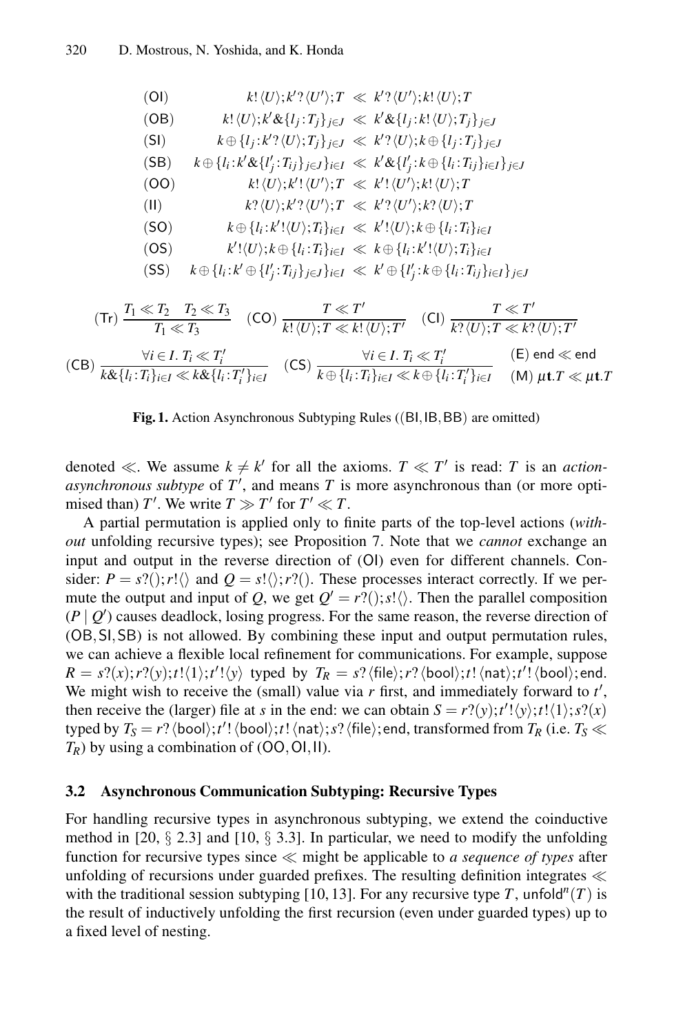$$
\begin{array}{lrcl}
(\mathsf{OI}) & k!\langle U\rangle;k'?\langle U'\rangle;T & \ll & k'?\langle U'\rangle;k!\langle U\rangle;T \\
(\mathsf{OB}) & k!\langle U\rangle;k'\&\{l_j{:}T_j\}_{j\in J} & \ll & k'\&\{l_j{:}k!\langle U\rangle;T_j\}_{j\in J} \\
(\mathsf{SI}) & k\oplus\{l_j{:}k'?\langle U\rangle;T_j\}_{j\in J} & \ll & k'?\langle U\rangle;k\oplus\{l_j{:}T_j\}_{j\in J} \\
(\mathsf{SB}) & k\oplus\{l_i{:}k'\&\{l'_j{:}T_{ij}\}_{j\in J}\}_{i\in I} & \ll & k'\&\{l'_j{:}k\oplus\{l_i{:}T_{ij}\}_{i\in I}\}_{j\in J} \\
(\mathsf{OO}) & k!\langle U\rangle;k'!\langle U'\rangle;T & \ll & k'!\langle U'\rangle;k!\langle U\rangle;T \\
(\mathsf{II}) & k?\langle U\rangle;k'?\langle U'\rangle;T & \ll & k'?\langle U'\rangle;k?\langle U\rangle;T \\
(\mathsf{SO}) & k\oplus\{l_i{:}k'!\langle U\rangle;T_i\}_{i\in I} & \ll & k'!\langle U\rangle;k\oplus\{l_i{:}T_i\}_{i\in I} \\
(\mathsf{OS}) & k'!\langle U\rangle;k\oplus\{l_i{:}T_i\}_{i\in I} & \ll & k\oplus\{l_i{:}k'!\langle U\rangle;T_i\}_{i\in I} \\
(\mathsf{SS}) & k\oplus\{l_i{:}k'\oplus\{l'_j{:}T_{ij}\}_{j\in J}\}_{i\in I} & \ll & k'\oplus\{l'_j{:}k\oplus\{l_i{:}T_{ij}\}_{i\in I}\}_{j\in J}
\end{array}
$$

$$
(\mathsf{Tr})\ \frac{T_1 \ll T_2 \quad T_2 \ll T_3}{T_1 \ll T_3}
\qquad
(\mathsf{CO})\ \frac{T \ll T'}{k!\langle U\rangle;T \ll k!\langle U\rangle;T'}
\qquad
(\mathsf{CI})\ \frac{T \ll T'}{k?\langle U\rangle;T \ll k?\langle U\rangle;T'}
$$

$$
(\mathsf{CB})\ \frac{\forall i\in I.\ T_i \ll T'_i}{k\&\{l_i{:}T_i\}_{i\in I} \ll k\&\{l_i{:}T'_i\}_{i\in I}}
\qquad
(\mathsf{CS})\ \frac{\forall i\in I.\ T_i \ll T'_i}{k\oplus\{l_i{:}T_i\}_{i\in I} \ll k\oplus\{l_i{:}T'_i\}_{i\in I}}
\qquad
\begin{array}{l}(\mathsf{E})\ \mathsf{end} \ll \mathsf{end} \\ (\mathsf{M})\ \mu\mathbf{t}.T \ll \mu\mathbf{t}.T\end{array}
$$

**Fig. 1.** Action Asynchronous Subtyping Rules ((BI, IB, BB) are omitted)

denoted $\ll$. We assume $k \neq k'$ for all the axioms. $T \ll T'$ is read: $T$ is an *action-asynchronous subtype* of $T'$, and means $T$ is more asynchronous than (or more optimised than) $T'$. We write $T \gg T'$ for $T' \ll T$.

A partial permutation is applied only to finite parts of the top-level actions (*without* unfolding recursive types); see Proposition 7. Note that we *cannot* exchange an input and output in the reverse direction of (OI) even for different channels. Consider: $P = s?();r!\langle\rangle$ and $Q = s!\langle\rangle;r?()$. These processes interact correctly. If we permute the output and input of $Q$, we get $Q' = r?();s!\langle\rangle$. Then the parallel composition $(P \mid Q')$ causes deadlock, losing progress. For the same reason, the reverse direction of (OB, SI, SB) is not allowed. By combining these input and output permutation rules, we can achieve a flexible local refinement for communications. For example, suppose $R = s?(x);r?(y);t!\langle 1\rangle;t'!\langle y\rangle$ typed by $T_R = s?\langle\mathsf{file}\rangle;r?\langle\mathsf{bool}\rangle;t!\langle\mathsf{nat}\rangle;t'!\langle\mathsf{bool}\rangle;\mathsf{end}$. We might wish to receive the (small) value via $r$ first, and immediately forward to $t'$, then receive the (larger) file at $s$ in the end: we can obtain $S = r?(y);t'!\langle y\rangle;t!\langle 1\rangle;s?(x)$ typed by $T_S = r?\langle\mathsf{bool}\rangle;t'!\langle\mathsf{bool}\rangle;t!\langle\mathsf{nat}\rangle;s?\langle\mathsf{file}\rangle;\mathsf{end}$, transformed from $T_R$ (i.e. $T_S \ll T_R$) by using a combination of (OO, OI, II).

### 3.2 Asynchronous Communication Subtyping: Recursive Types

For handling recursive types in asynchronous subtyping, we extend the coinductive method in [20, § 2.3] and [10, § 3.3]. In particular, we need to modify the unfolding function for recursive types since $\ll$ might be applicable to *a sequence of types* after unfolding of recursions under guarded prefixes. The resulting definition integrates $\ll$ with the traditional session subtyping [10, 13]. For any recursive type $T$, $\mathsf{unfold}^n(T)$ is the result of inductively unfolding the first recursion (even under guarded types) up to a fixed level of nesting.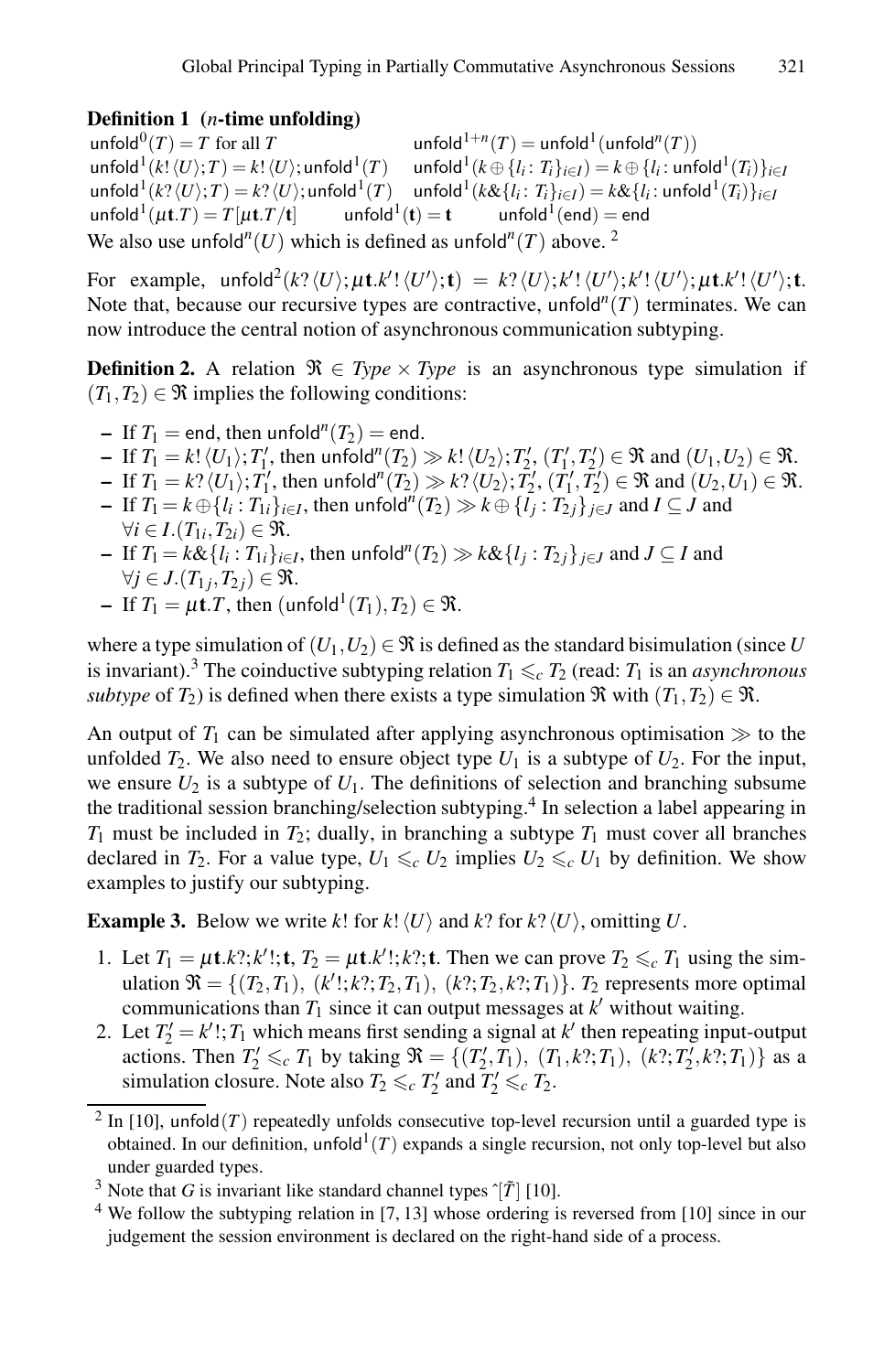**Definition 1 (*n*-time unfolding)**

$$\begin{array}{ll}
\mathsf{unfold}^0(T) = T \text{ for all } T & \mathsf{unfold}^{1+n}(T) = \mathsf{unfold}^1(\mathsf{unfold}^n(T)) \\
\mathsf{unfold}^1(k!\langle U\rangle;T) = k!\langle U\rangle;\mathsf{unfold}^1(T) & \mathsf{unfold}^1(k \oplus \{l_i : T_i\}_{i\in I}) = k \oplus \{l_i : \mathsf{unfold}^1(T_i)\}_{i\in I} \\
\mathsf{unfold}^1(k?\langle U\rangle;T) = k?\langle U\rangle;\mathsf{unfold}^1(T) & \mathsf{unfold}^1(k\&\{l_i : T_i\}_{i\in I}) = k\&\{l_i : \mathsf{unfold}^1(T_i)\}_{i\in I} \\
\mathsf{unfold}^1(\mu\mathbf{t}.T) = T[\mu\mathbf{t}.T/\mathbf{t}] \quad \mathsf{unfold}^1(\mathbf{t}) = \mathbf{t} & \mathsf{unfold}^1(\mathsf{end}) = \mathsf{end}
\end{array}$$

We also use $\mathsf{unfold}^n(U)$ which is defined as $\mathsf{unfold}^n(T)$ above. [2]

For example, $\mathsf{unfold}^2(k?\langle U\rangle;\mu\mathbf{t}.k'!\langle U'\rangle;\mathbf{t}) = k?\langle U\rangle;k'!\langle U'\rangle;k'!\langle U'\rangle;\mu\mathbf{t}.k'!\langle U'\rangle;\mathbf{t}$. Note that, because our recursive types are contractive, $\mathsf{unfold}^n(T)$ terminates. We can now introduce the central notion of asynchronous communication subtyping.

**Definition 2.** A relation $\mathfrak{R} \in \mathit{Type} \times \mathit{Type}$ is an asynchronous type simulation if $(T_1, T_2) \in \mathfrak{R}$ implies the following conditions:

- If $T_1 = \mathsf{end}$, then $\mathsf{unfold}^n(T_2) = \mathsf{end}$.
- If $T_1 = k!\langle U_1\rangle;T_1'$, then $\mathsf{unfold}^n(T_2) \gg k!\langle U_2\rangle;T_2'$, $(T_1', T_2') \in \mathfrak{R}$ and $(U_1, U_2) \in \mathfrak{R}$.
- If $T_1 = k?\langle U_1\rangle;T_1'$, then $\mathsf{unfold}^n(T_2) \gg k?\langle U_2\rangle;T_2'$, $(T_1', T_2') \in \mathfrak{R}$ and $(U_2, U_1) \in \mathfrak{R}$.
- If $T_1 = k \oplus \{l_i : T_{1i}\}_{i\in I}$, then $\mathsf{unfold}^n(T_2) \gg k \oplus \{l_j : T_{2j}\}_{j\in J}$ and $I \subseteq J$ and $\forall i \in I.(T_{1i}, T_{2i}) \in \mathfrak{R}$.
- If $T_1 = k\&\{l_i : T_{1i}\}_{i\in I}$, then $\mathsf{unfold}^n(T_2) \gg k\&\{l_j : T_{2j}\}_{j\in J}$ and $J \subseteq I$ and $\forall j \in J.(T_{1j}, T_{2j}) \in \mathfrak{R}$.
- If $T_1 = \mu\mathbf{t}.T$, then $(\mathsf{unfold}^1(T_1), T_2) \in \mathfrak{R}$.

where a type simulation of $(U_1, U_2) \in \mathfrak{R}$ is defined as the standard bisimulation (since $U$ is invariant).[3] The coinductive subtyping relation $T_1 \leqslant_c T_2$ (read: $T_1$ is an *asynchronous subtype* of $T_2$) is defined when there exists a type simulation $\mathfrak{R}$ with $(T_1, T_2) \in \mathfrak{R}$.

An output of $T_1$ can be simulated after applying asynchronous optimisation $\gg$ to the unfolded $T_2$. We also need to ensure object type $U_1$ is a subtype of $U_2$. For the input, we ensure $U_2$ is a subtype of $U_1$. The definitions of selection and branching subsume the traditional session branching/selection subtyping.[4] In selection a label appearing in $T_1$ must be included in $T_2$; dually, in branching a subtype $T_1$ must cover all branches declared in $T_2$. For a value type, $U_1 \leqslant_c U_2$ implies $U_2 \leqslant_c U_1$ by definition. We show examples to justify our subtyping.

**Example 3.** Below we write $k!$ for $k!\langle U\rangle$ and $k?$ for $k?\langle U\rangle$, omitting $U$.

1. Let $T_1 = \mu\mathbf{t}.k?;k'!;\mathbf{t}$, $T_2 = \mu\mathbf{t}.k'!;k?;\mathbf{t}$. Then we can prove $T_2 \leqslant_c T_1$ using the simulation $\mathfrak{R} = \{(T_2, T_1),\ (k'!;k?;T_2, T_1),\ (k?;T_2, k?;T_1)\}$. $T_2$ represents more optimal communications than $T_1$ since it can output messages at $k'$ without waiting.
2. Let $T_2' = k'!;T_1$ which means first sending a signal at $k'$ then repeating input-output actions. Then $T_2' \leqslant_c T_1$ by taking $\mathfrak{R} = \{(T_2', T_1),\ (T_1, k?;T_1),\ (k?;T_2', k?;T_1)\}$ as a simulation closure. Note also $T_2 \leqslant_c T_2'$ and $T_2' \leqslant_c T_2$.

---

[2] In [10], $\mathsf{unfold}(T)$ repeatedly unfolds consecutive top-level recursion until a guarded type is obtained. In our definition, $\mathsf{unfold}^1(T)$ expands a single recursion, not only top-level but also under guarded types.

[3] Note that $G$ is invariant like standard channel types $\hat{}[\tilde{T}]$ [10].

[4] We follow the subtyping relation in [7, 13] whose ordering is reversed from [10] since in our judgement the session environment is declared on the right-hand side of a process.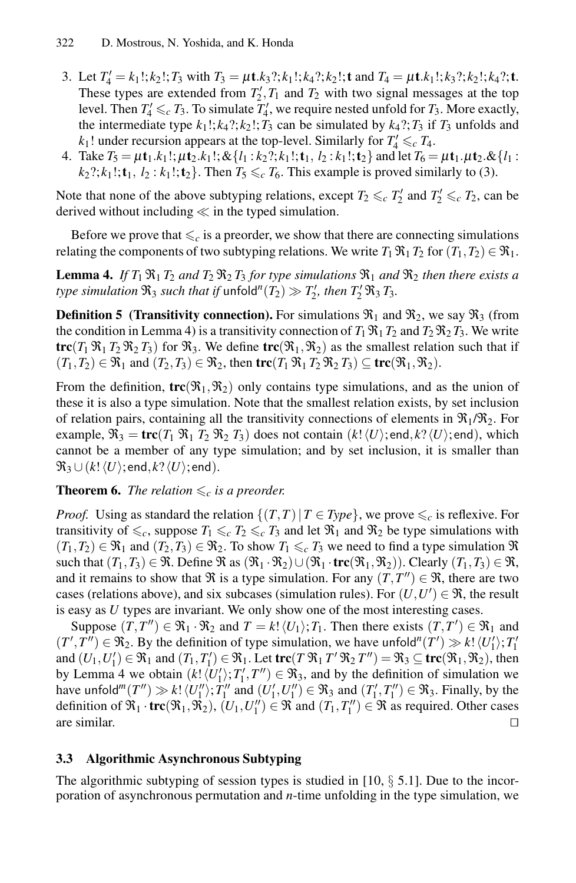3. Let $T_4' = k_1!;k_2!;T_3$ with $T_3 = \mu\mathbf{t}.k_3?;k_1!;k_4?;k_2!;\mathbf{t}$ and $T_4 = \mu\mathbf{t}.k_1!;k_3?;k_2!;k_4?;\mathbf{t}$. These types are extended from $T_2', T_1$ and $T_2$ with two signal messages at the top level. Then $T_4' \leqslant_c T_3$. To simulate $T_4'$, we require nested unfold for $T_3$. More exactly, the intermediate type $k_1!;k_4?;k_2!;T_3$ can be simulated by $k_4?;T_3$ if $T_3$ unfolds and $k_1!$ under recursion appears at the top-level. Similarly for $T_4' \leqslant_c T_4$.
4. Take $T_5 = \mu\mathbf{t}_1.k_1!;\mu\mathbf{t}_2.k_1!;\&\{l_1 : k_2?;k_1!;\mathbf{t}_1,\ l_2 : k_1!;\mathbf{t}_2\}$ and let $T_6 = \mu\mathbf{t}_1.\mu\mathbf{t}_2.\&\{l_1 : k_2?;k_1!;\mathbf{t}_1,\ l_2 : k_1!;\mathbf{t}_2\}$. Then $T_5 \leqslant_c T_6$. This example is proved similarly to (3).

Note that none of the above subtyping relations, except $T_2 \leqslant_c T_2'$ and $T_2' \leqslant_c T_2$, can be derived without including $\ll$ in the typed simulation.

Before we prove that $\leqslant_c$ is a preorder, we show that there are connecting simulations relating the components of two subtyping relations. We write $T_1\,\mathfrak{R}_1\,T_2$ for $(T_1,T_2) \in \mathfrak{R}_1$.

**Lemma 4.** *If $T_1\,\mathfrak{R}_1\,T_2$ and $T_2\,\mathfrak{R}_2\,T_3$ for type simulations $\mathfrak{R}_1$ and $\mathfrak{R}_2$ then there exists a type simulation $\mathfrak{R}_3$ such that if $\mathsf{unfold}^n(T_2) \gg T_2'$, then $T_2'\,\mathfrak{R}_3\,T_3$.*

**Definition 5 (Transitivity connection).** For simulations $\mathfrak{R}_1$ and $\mathfrak{R}_2$, we say $\mathfrak{R}_3$ (from the condition in Lemma 4) is a transitivity connection of $T_1\,\mathfrak{R}_1\,T_2$ and $T_2\,\mathfrak{R}_2\,T_3$. We write $\mathbf{trc}(T_1\,\mathfrak{R}_1\,T_2\,\mathfrak{R}_2\,T_3)$ for $\mathfrak{R}_3$. We define $\mathbf{trc}(\mathfrak{R}_1,\mathfrak{R}_2)$ as the smallest relation such that if $(T_1,T_2) \in \mathfrak{R}_1$ and $(T_2,T_3) \in \mathfrak{R}_2$, then $\mathbf{trc}(T_1\,\mathfrak{R}_1\,T_2\,\mathfrak{R}_2\,T_3) \subseteq \mathbf{trc}(\mathfrak{R}_1,\mathfrak{R}_2)$.

From the definition, $\mathbf{trc}(\mathfrak{R}_1,\mathfrak{R}_2)$ only contains type simulations, and as the union of these it is also a type simulation. Note that the smallest relation exists, by set inclusion of relation pairs, containing all the transitivity connections of elements in $\mathfrak{R}_1/\mathfrak{R}_2$. For example, $\mathfrak{R}_3 = \mathbf{trc}(T_1\ \mathfrak{R}_1\ T_2\ \mathfrak{R}_2\ T_3)$ does not contain $(k!\langle U\rangle;\mathsf{end}, k?\langle U\rangle;\mathsf{end})$, which cannot be a member of any type simulation; and by set inclusion, it is smaller than $\mathfrak{R}_3 \cup (k!\langle U\rangle;\mathsf{end}, k?\langle U\rangle;\mathsf{end})$.

**Theorem 6.** *The relation $\leqslant_c$ is a preorder.*

*Proof.* Using as standard the relation $\{(T,T) \mid T \in \mathit{Type}\}$, we prove $\leqslant_c$ is reflexive. For transitivity of $\leqslant_c$, suppose $T_1 \leqslant_c T_2 \leqslant_c T_3$ and let $\mathfrak{R}_1$ and $\mathfrak{R}_2$ be type simulations with $(T_1,T_2) \in \mathfrak{R}_1$ and $(T_2,T_3) \in \mathfrak{R}_2$. To show $T_1 \leqslant_c T_3$ we need to find a type simulation $\mathfrak{R}$ such that $(T_1,T_3) \in \mathfrak{R}$. Define $\mathfrak{R}$ as $(\mathfrak{R}_1 \cdot \mathfrak{R}_2) \cup (\mathfrak{R}_1 \cdot \mathbf{trc}(\mathfrak{R}_1,\mathfrak{R}_2))$. Clearly $(T_1,T_3) \in \mathfrak{R}$, and it remains to show that $\mathfrak{R}$ is a type simulation. For any $(T,T'') \in \mathfrak{R}$, there are two cases (relations above), and six subcases (simulation rules). For $(U,U') \in \mathfrak{R}$, the result is easy as $U$ types are invariant. We only show one of the most interesting cases.

Suppose $(T,T'') \in \mathfrak{R}_1 \cdot \mathfrak{R}_2$ and $T = k!\langle U_1\rangle;T_1$. Then there exists $(T,T') \in \mathfrak{R}_1$ and $(T',T'') \in \mathfrak{R}_2$. By the definition of type simulation, we have $\mathsf{unfold}^n(T') \gg k!\langle U_1'\rangle;T_1'$ and $(U_1,U_1') \in \mathfrak{R}_1$ and $(T_1,T_1') \in \mathfrak{R}_1$. Let $\mathbf{trc}(T\,\mathfrak{R}_1\,T'\,\mathfrak{R}_2\,T'') = \mathfrak{R}_3 \subseteq \mathbf{trc}(\mathfrak{R}_1,\mathfrak{R}_2)$, then by Lemma 4 we obtain $(k!\langle U_1'\rangle;T_1',T'') \in \mathfrak{R}_3$, and by the definition of simulation we have $\mathsf{unfold}^m(T'') \gg k!\langle U_1''\rangle;T_1''$ and $(U_1',U_1'') \in \mathfrak{R}_3$ and $(T_1',T_1'') \in \mathfrak{R}_3$. Finally, by the definition of $\mathfrak{R}_1 \cdot \mathbf{trc}(\mathfrak{R}_1,\mathfrak{R}_2)$, $(U_1,U_1'') \in \mathfrak{R}$ and $(T_1,T_1'') \in \mathfrak{R}$ as required. Other cases are similar. $\square$

### 3.3 Algorithmic Asynchronous Subtyping

The algorithmic subtyping of session types is studied in [10, § 5.1]. Due to the incorporation of asynchronous permutation and $n$-time unfolding in the type simulation, we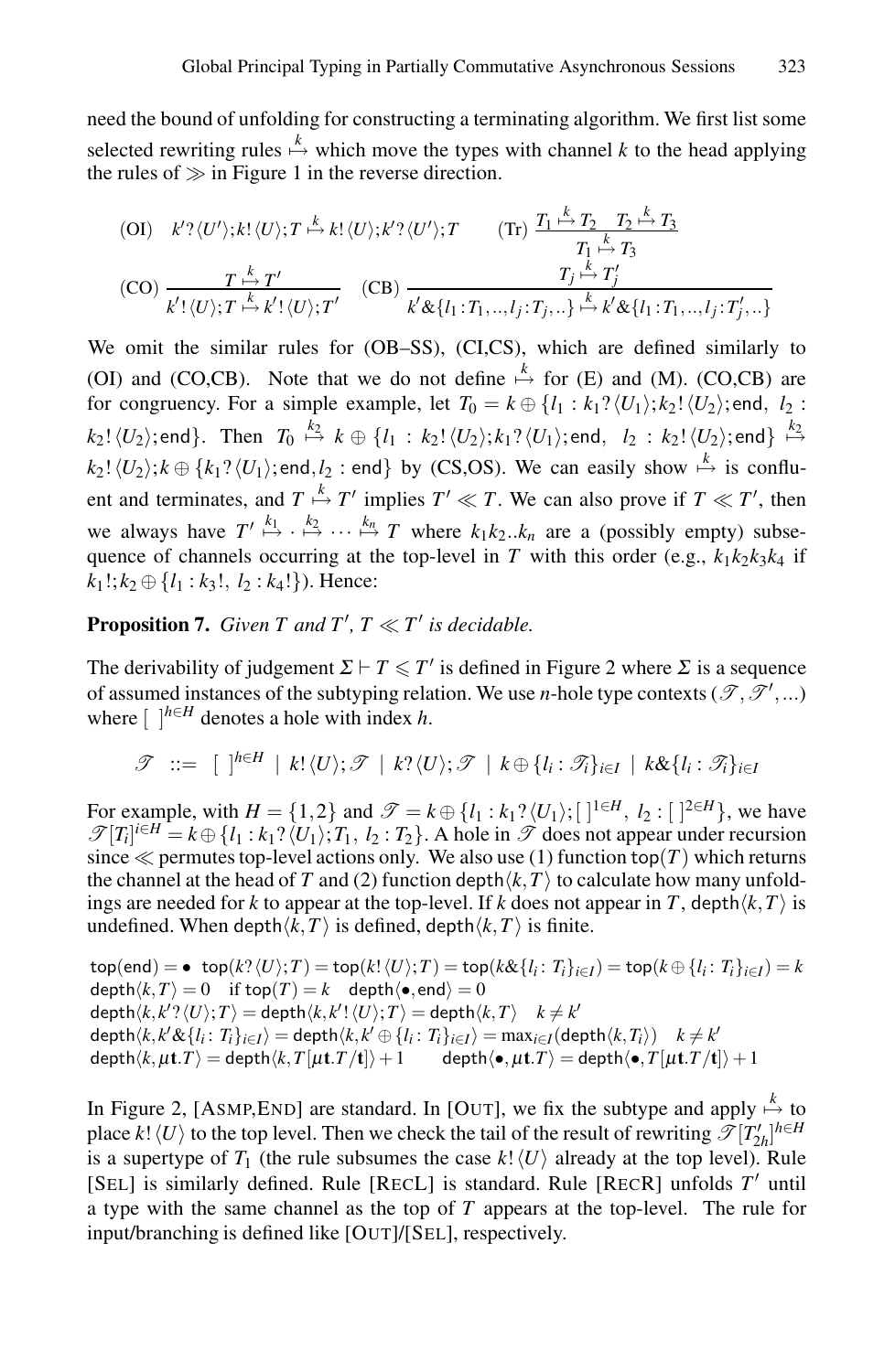need the bound of unfolding for constructing a terminating algorithm. We first list some selected rewriting rules $\overset{k}{\mapsto}$ which move the types with channel $k$ to the head applying the rules of $\gg$ in Figure 1 in the reverse direction.

$$
\text{(OI)}\quad k'?\langle U'\rangle;k!\langle U\rangle;T \overset{k}{\mapsto} k!\langle U\rangle;k'?\langle U'\rangle;T \qquad \text{(Tr)}\ \frac{T_1 \overset{k}{\mapsto} T_2 \quad T_2 \overset{k}{\mapsto} T_3}{T_1 \overset{k}{\mapsto} T_3}
$$

$$
\text{(CO)}\ \frac{T \overset{k}{\mapsto} T'}{k'!\langle U\rangle;T \overset{k}{\mapsto} k'!\langle U\rangle;T'} \quad \text{(CB)}\ \frac{T_j \overset{k}{\mapsto} T_j'}{k'\&\{l_1:T_1,..,l_j:T_j,..\} \overset{k}{\mapsto} k'\&\{l_1:T_1,..,l_j:T_j',..\}}
$$

We omit the similar rules for (OB–SS), (CI,CS), which are defined similarly to (OI) and (CO,CB). Note that we do not define $\overset{k}{\mapsto}$ for (E) and (M). (CO,CB) are for congruency. For a simple example, let $T_0 = k\oplus\{l_1 : k_1?\langle U_1\rangle;k_2!\langle U_2\rangle;\mathsf{end},\ l_2 : k_2!\langle U_2\rangle;\mathsf{end}\}$. Then $T_0 \overset{k_2}{\mapsto} k\oplus\{l_1 : k_2!\langle U_2\rangle;k_1?\langle U_1\rangle;\mathsf{end},\ l_2 : k_2!\langle U_2\rangle;\mathsf{end}\} \overset{k_2}{\mapsto} k_2!\langle U_2\rangle;k\oplus\{k_1?\langle U_1\rangle;\mathsf{end}, l_2 : \mathsf{end}\}$ by (CS,OS). We can easily show $\overset{k}{\mapsto}$ is confluent and terminates, and $T \overset{k}{\mapsto} T'$ implies $T' \ll T$. We can also prove if $T \ll T'$, then we always have $T' \overset{k_1}{\mapsto} \cdot \overset{k_2}{\mapsto} \cdots \overset{k_n}{\mapsto} T$ where $k_1k_2..k_n$ are a (possibly empty) subsequence of channels occurring at the top-level in $T$ with this order (e.g., $k_1k_2k_3k_4$ if $k_1!;k_2\oplus\{l_1 : k_3!,\ l_2 : k_4!\}$). Hence:

**Proposition 7.** *Given $T$ and $T'$, $T \ll T'$ is decidable.*

The derivability of judgement $\Sigma \vdash T \leqslant T'$ is defined in Figure 2 where $\Sigma$ is a sequence of assumed instances of the subtyping relation. We use $n$-hole type contexts ($\mathscr{T}, \mathscr{T}', ...$) where $[\ ]^{h\in H}$ denotes a hole with index $h$.

$$
\mathscr{T}\ ::=\ [\ ]^{h\in H}\ \mid\ k!\langle U\rangle;\mathscr{T}\ \mid\ k?\langle U\rangle;\mathscr{T}\ \mid\ k\oplus\{l_i : \mathscr{T}_i\}_{i\in I}\ \mid\ k\&\{l_i : \mathscr{T}_i\}_{i\in I}
$$

For example, with $H = \{1,2\}$ and $\mathscr{T} = k\oplus\{l_1 : k_1?\langle U_1\rangle;[\ ]^{1\in H},\ l_2 : [\ ]^{2\in H}\}$, we have $\mathscr{T}[T_i]^{i\in H} = k\oplus\{l_1 : k_1?\langle U_1\rangle;T_1,\ l_2 : T_2\}$. A hole in $\mathscr{T}$ does not appear under recursion since $\ll$ permutes top-level actions only. We also use (1) function $\mathsf{top}(T)$ which returns the channel at the head of $T$ and (2) function $\mathsf{depth}\langle k,T\rangle$ to calculate how many unfoldings are needed for $k$ to appear at the top-level. If $k$ does not appear in $T$, $\mathsf{depth}\langle k,T\rangle$ is undefined. When $\mathsf{depth}\langle k,T\rangle$ is defined, $\mathsf{depth}\langle k,T\rangle$ is finite.

$$
\begin{array}{l}
\mathsf{top}(\mathsf{end}) = \bullet \quad \mathsf{top}(k?\langle U\rangle;T) = \mathsf{top}(k!\langle U\rangle;T) = \mathsf{top}(k\&\{l_i : T_i\}_{i\in I}) = \mathsf{top}(k\oplus\{l_i : T_i\}_{i\in I}) = k\\
\mathsf{depth}\langle k,T\rangle = 0 \quad \text{if } \mathsf{top}(T) = k \quad \mathsf{depth}\langle\bullet,\mathsf{end}\rangle = 0\\
\mathsf{depth}\langle k,k'?\langle U\rangle;T\rangle = \mathsf{depth}\langle k,k'!\langle U\rangle;T\rangle = \mathsf{depth}\langle k,T\rangle \quad k \neq k'\\
\mathsf{depth}\langle k,k'\&\{l_i : T_i\}_{i\in I}\rangle = \mathsf{depth}\langle k,k'\oplus\{l_i : T_i\}_{i\in I}\rangle = \max_{i\in I}(\mathsf{depth}\langle k,T_i\rangle) \quad k \neq k'\\
\mathsf{depth}\langle k,\mu\mathbf{t}.T\rangle = \mathsf{depth}\langle k,T[\mu\mathbf{t}.T/\mathbf{t}]\rangle + 1 \qquad \mathsf{depth}\langle\bullet,\mu\mathbf{t}.T\rangle = \mathsf{depth}\langle\bullet,T[\mu\mathbf{t}.T/\mathbf{t}]\rangle + 1
\end{array}
$$

In Figure 2, [Asmp,End] are standard. In [Out], we fix the subtype and apply $\overset{k}{\mapsto}$ to place $k!\langle U\rangle$ to the top level. Then we check the tail of the result of rewriting $\mathscr{T}[T'_{2h}]^{h\in H}$ is a supertype of $T_1$ (the rule subsumes the case $k!\langle U\rangle$ already at the top level). Rule [Sel] is similarly defined. Rule [RecL] is standard. Rule [RecR] unfolds $T'$ until a type with the same channel as the top of $T$ appears at the top-level. The rule for input/branching is defined like [Out]/[Sel], respectively.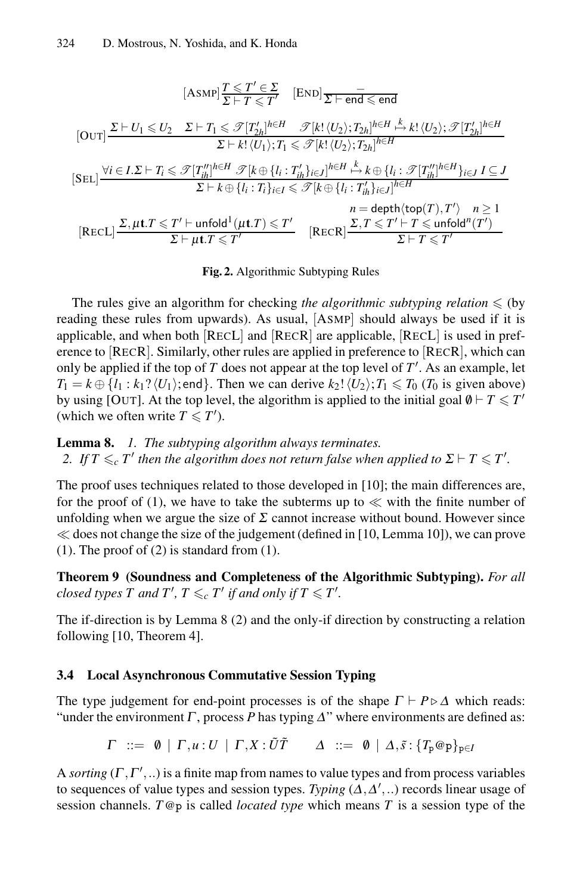$$[\text{ASMP}]\frac{T \leqslant T' \in \Sigma}{\Sigma \vdash T \leqslant T'} \quad [\text{END}]\frac{-}{\Sigma \vdash \mathsf{end} \leqslant \mathsf{end}}$$

$$[\text{OUT}]\frac{\Sigma \vdash U_1 \leqslant U_2 \quad \Sigma \vdash T_1 \leqslant \mathscr{T}[T'_{2h}]^{h \in H} \quad \mathscr{T}[k!\langle U_2\rangle;T_{2h}]^{h\in H} \overset{k}{\mapsto} k!\langle U_2\rangle;\mathscr{T}[T'_{2h}]^{h\in H}}{\Sigma \vdash k!\langle U_1\rangle;T_1 \leqslant \mathscr{T}[k!\langle U_2\rangle;T_{2h}]^{h\in H}}$$

$$[\text{SEL}]\frac{\forall i \in I.\Sigma \vdash T_i \leqslant \mathscr{T}[T''_{ih}]^{h\in H} \ \mathscr{T}[k \oplus \{l_i : T'_{ih}\}_{i\in J}]^{h\in H} \overset{k}{\mapsto} k \oplus \{l_i : \mathscr{T}[T''_{ih}]^{h\in H}\}_{i\in J} \ I \subseteq J}{\Sigma \vdash k \oplus \{l_i : T_i\}_{i\in I} \leqslant \mathscr{T}[k \oplus \{l_i : T'_{ih}\}_{i\in J}]^{h\in H}}$$

$$[\text{RECL}]\frac{\Sigma, \mu\mathbf{t}.T \leqslant T' \vdash \mathsf{unfold}^1(\mu\mathbf{t}.T) \leqslant T'}{\Sigma \vdash \mu\mathbf{t}.T \leqslant T'} \quad [\text{RECR}]\frac{n = \mathsf{depth}\langle \mathsf{top}(T), T'\rangle \quad n \geq 1 \quad \Sigma, T \leqslant T' \vdash T \leqslant \mathsf{unfold}^n(T')}{\Sigma \vdash T \leqslant T'}$$

**Fig. 2.** Algorithmic Subtyping Rules

The rules give an algorithm for checking *the algorithmic subtyping relation* $\leqslant$ (by reading these rules from upwards). As usual, [ASMP] should always be used if it is applicable, and when both [RECL] and [RECR] are applicable, [RECL] is used in preference to [RECR]. Similarly, other rules are applied in preference to [RECR], which can only be applied if the top of $T$ does not appear at the top level of $T'$. As an example, let $T_1 = k \oplus \{l_1 : k_1?\langle U_1\rangle;\mathsf{end}\}$. Then we can derive $k_2!\langle U_2\rangle;T_1 \leqslant T_0$ ($T_0$ is given above) by using [OUT]. At the top level, the algorithm is applied to the initial goal $\emptyset \vdash T \leqslant T'$ (which we often write $T \leqslant T'$).

**Lemma 8.** *1. The subtyping algorithm always terminates.*
*2. If $T \leqslant_c T'$ then the algorithm does not return false when applied to $\Sigma \vdash T \leqslant T'$.*

The proof uses techniques related to those developed in [10]; the main differences are, for the proof of (1), we have to take the subterms up to $\ll$ with the finite number of unfolding when we argue the size of $\Sigma$ cannot increase without bound. However since $\ll$ does not change the size of the judgement (defined in [10, Lemma 10]), we can prove (1). The proof of (2) is standard from (1).

**Theorem 9 (Soundness and Completeness of the Algorithmic Subtyping).** *For all closed types $T$ and $T'$, $T \leqslant_c T'$ if and only if $T \leqslant T'$.*

The if-direction is by Lemma 8 (2) and the only-if direction by constructing a relation following [10, Theorem 4].

### 3.4 Local Asynchronous Commutative Session Typing

The type judgement for end-point processes is of the shape $\Gamma \vdash P \triangleright \Delta$ which reads: "under the environment $\Gamma$, process $P$ has typing $\Delta$" where environments are defined as:

$$\Gamma \ ::= \ \emptyset \ | \ \Gamma, u : U \ | \ \Gamma, X : \tilde{U}\tilde{T} \qquad \Delta \ ::= \ \emptyset \ | \ \Delta, \tilde{s} : \{T_{\mathtt{p}}@\mathtt{p}\}_{\mathtt{p}\in I}$$

A *sorting* $(\Gamma, \Gamma', ..)$ is a finite map from names to value types and from process variables to sequences of value types and session types. *Typing* $(\Delta, \Delta', ..)$ records linear usage of session channels. $T@\mathtt{p}$ is called *located type* which means $T$ is a session type of the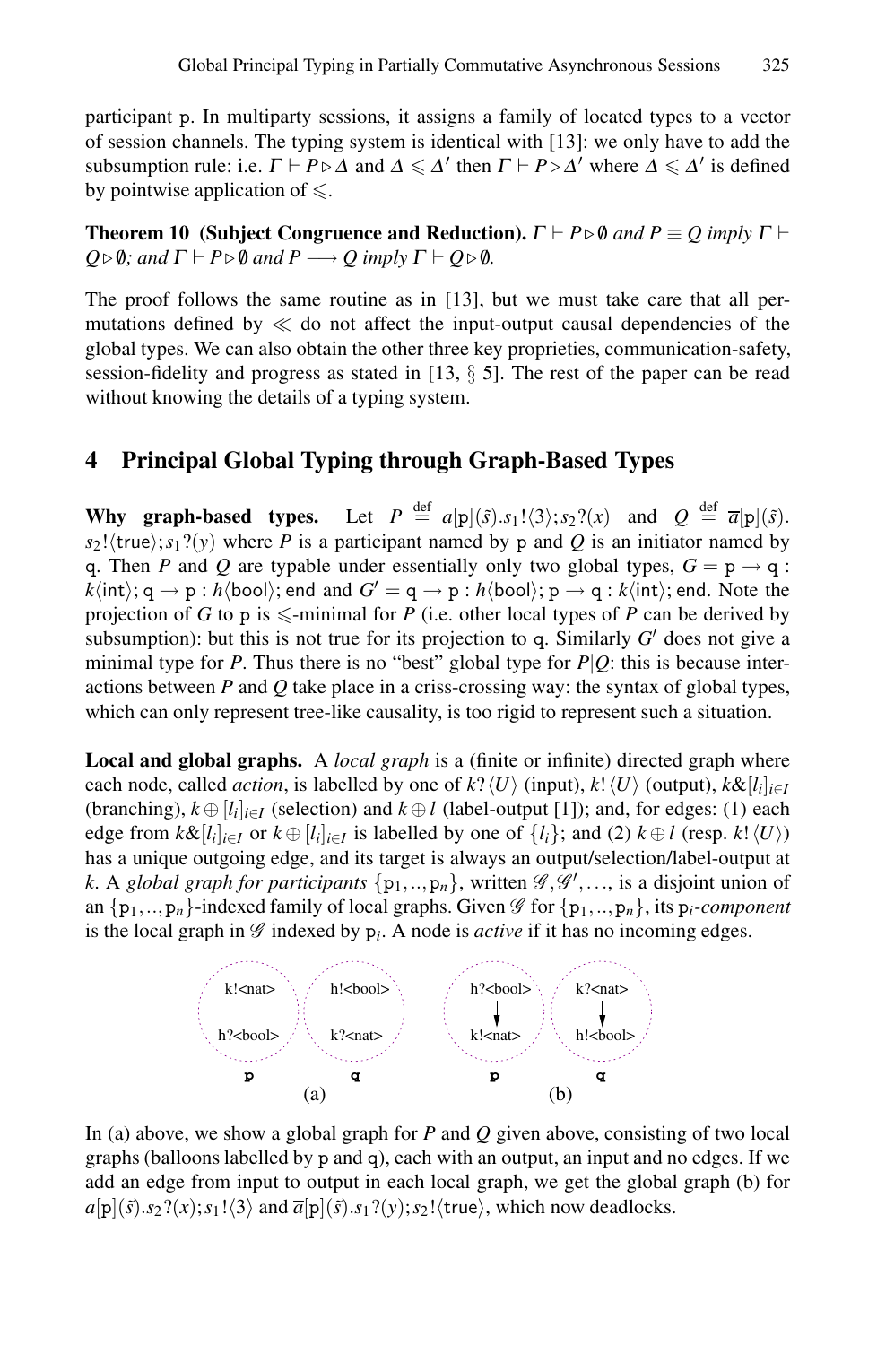participant p. In multiparty sessions, it assigns a family of located types to a vector of session channels. The typing system is identical with [13]: we only have to add the subsumption rule: i.e. $\Gamma \vdash P \triangleright \Delta$ and $\Delta \leqslant \Delta'$ then $\Gamma \vdash P \triangleright \Delta'$ where $\Delta \leqslant \Delta'$ is defined by pointwise application of $\leqslant$.

**Theorem 10 (Subject Congruence and Reduction).** *$\Gamma \vdash P \triangleright \emptyset$ and $P \equiv Q$ imply $\Gamma \vdash Q \triangleright \emptyset$; and $\Gamma \vdash P \triangleright \emptyset$ and $P \longrightarrow Q$ imply $\Gamma \vdash Q \triangleright \emptyset$.*

The proof follows the same routine as in [13], but we must take care that all permutations defined by $\ll$ do not affect the input-output causal dependencies of the global types. We can also obtain the other three key proprieties, communication-safety, session-fidelity and progress as stated in [13, § 5]. The rest of the paper can be read without knowing the details of a typing system.

## 4 Principal Global Typing through Graph-Based Types

**Why graph-based types.** Let $P \stackrel{\text{def}}{=} a[\mathtt{p}](\tilde{s}).s_1!\langle 3\rangle;s_2?(x)$ and $Q \stackrel{\text{def}}{=} \overline{a}[\mathtt{p}](\tilde{s}).s_2!\langle \mathsf{true}\rangle;s_1?(y)$ where $P$ is a participant named by p and $Q$ is an initiator named by q. Then $P$ and $Q$ are typable under essentially only two global types, $G = \mathtt{p} \to \mathtt{q} : k\langle \mathsf{int}\rangle; \mathtt{q} \to \mathtt{p} : h\langle \mathsf{bool}\rangle; \mathsf{end}$ and $G' = \mathtt{q} \to \mathtt{p} : h\langle \mathsf{bool}\rangle; \mathtt{p} \to \mathtt{q} : k\langle \mathsf{int}\rangle; \mathsf{end}$. Note the projection of $G$ to p is $\leqslant$-minimal for $P$ (i.e. other local types of $P$ can be derived by subsumption): but this is not true for its projection to q. Similarly $G'$ does not give a minimal type for $P$. Thus there is no "best" global type for $P|Q$: this is because interactions between $P$ and $Q$ take place in a criss-crossing way: the syntax of global types, which can only represent tree-like causality, is too rigid to represent such a situation.

**Local and global graphs.** A *local graph* is a (finite or infinite) directed graph where each node, called *action*, is labelled by one of $k?\langle U\rangle$ (input), $k!\langle U\rangle$ (output), $k\&[l_i]_{i\in I}$ (branching), $k \oplus [l_i]_{i\in I}$ (selection) and $k \oplus l$ (label-output [1]); and, for edges: (1) each edge from $k\&[l_i]_{i\in I}$ or $k \oplus [l_i]_{i\in I}$ is labelled by one of $\{l_i\}$; and (2) $k \oplus l$ (resp. $k!\langle U\rangle$) has a unique outgoing edge, and its target is always an output/selection/label-output at $k$. A *global graph for participants* $\{\mathtt{p}_1,..,\mathtt{p}_n\}$, written $\mathscr{G},\mathscr{G}',\ldots$, is a disjoint union of an $\{\mathtt{p}_1,..,\mathtt{p}_n\}$-indexed family of local graphs. Given $\mathscr{G}$ for $\{\mathtt{p}_1,..,\mathtt{p}_n\}$, its $\mathtt{p}_i$*-component* is the local graph in $\mathscr{G}$ indexed by $\mathtt{p}_i$. A node is *active* if it has no incoming edges.

(a) p: k!<nat>, h?<bool>; q: h!<bool>, k?<nat>
(b) p: h?<bool> → k!<nat>; q: k?<nat> → h!<bool>

In (a) above, we show a global graph for $P$ and $Q$ given above, consisting of two local graphs (balloons labelled by p and q), each with an output, an input and no edges. If we add an edge from input to output in each local graph, we get the global graph (b) for $a[\mathtt{p}](\tilde{s}).s_2?(x);s_1!\langle 3\rangle$ and $\overline{a}[\mathtt{p}](\tilde{s}).s_1?(y);s_2!\langle \mathsf{true}\rangle$, which now deadlocks.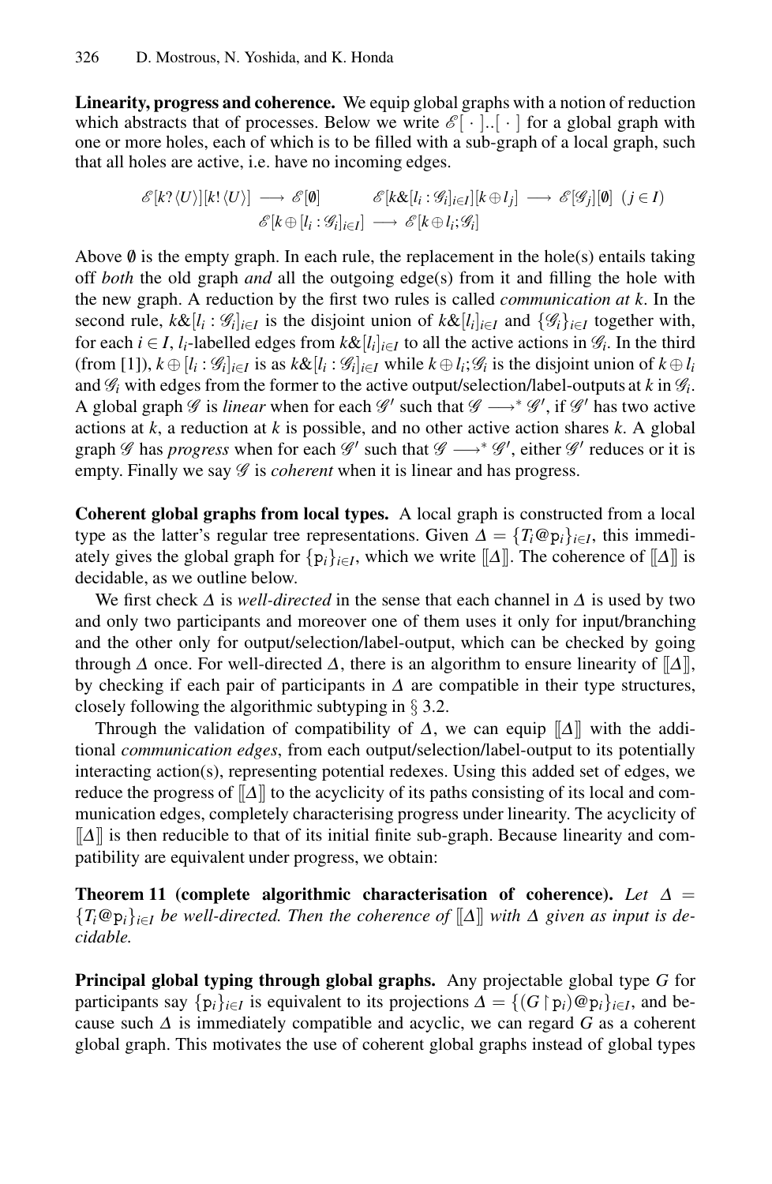**Linearity, progress and coherence.** We equip global graphs with a notion of reduction which abstracts that of processes. Below we write $\mathscr{E}[\ \cdot\ ]..[\ \cdot\ ]$ for a global graph with one or more holes, each of which is to be filled with a sub-graph of a local graph, such that all holes are active, i.e. have no incoming edges.

$$\mathscr{E}[k?\langle U\rangle][k!\langle U\rangle] \longrightarrow \mathscr{E}[\emptyset] \qquad \mathscr{E}[k\&[l_i:\mathscr{G}_i]_{i\in I}][k\oplus l_j] \longrightarrow \mathscr{E}[\mathscr{G}_j][\emptyset] \ \ (j\in I)$$
$$\mathscr{E}[k\oplus[l_i:\mathscr{G}_i]_{i\in I}] \longrightarrow \mathscr{E}[k\oplus l_i;\mathscr{G}_i]$$

Above $\emptyset$ is the empty graph. In each rule, the replacement in the hole(s) entails taking off *both* the old graph *and* all the outgoing edge(s) from it and filling the hole with the new graph. A reduction by the first two rules is called *communication at k*. In the second rule, $k\&[l_i:\mathscr{G}_i]_{i\in I}$ is the disjoint union of $k\&[l_i]_{i\in I}$ and $\{\mathscr{G}_i\}_{i\in I}$ together with, for each $i\in I$, $l_i$-labelled edges from $k\&[l_i]_{i\in I}$ to all the active actions in $\mathscr{G}_i$. In the third (from [1]), $k\oplus[l_i:\mathscr{G}_i]_{i\in I}$ is as $k\&[l_i:\mathscr{G}_i]_{i\in I}$ while $k\oplus l_i;\mathscr{G}_i$ is the disjoint union of $k\oplus l_i$ and $\mathscr{G}_i$ with edges from the former to the active output/selection/label-outputs at $k$ in $\mathscr{G}_i$. A global graph $\mathscr{G}$ is *linear* when for each $\mathscr{G}'$ such that $\mathscr{G}\longrightarrow^*\mathscr{G}'$, if $\mathscr{G}'$ has two active actions at $k$, a reduction at $k$ is possible, and no other active action shares $k$. A global graph $\mathscr{G}$ has *progress* when for each $\mathscr{G}'$ such that $\mathscr{G}\longrightarrow^*\mathscr{G}'$, either $\mathscr{G}'$ reduces or it is empty. Finally we say $\mathscr{G}$ is *coherent* when it is linear and has progress.

**Coherent global graphs from local types.** A local graph is constructed from a local type as the latter's regular tree representations. Given $\Delta=\{T_i@\mathtt{p}_i\}_{i\in I}$, this immediately gives the global graph for $\{\mathtt{p}_i\}_{i\in I}$, which we write $[\![\Delta]\!]$. The coherence of $[\![\Delta]\!]$ is decidable, as we outline below.

We first check $\Delta$ is *well-directed* in the sense that each channel in $\Delta$ is used by two and only two participants and moreover one of them uses it only for input/branching and the other only for output/selection/label-output, which can be checked by going through $\Delta$ once. For well-directed $\Delta$, there is an algorithm to ensure linearity of $[\![\Delta]\!]$, by checking if each pair of participants in $\Delta$ are compatible in their type structures, closely following the algorithmic subtyping in § 3.2.

Through the validation of compatibility of $\Delta$, we can equip $[\![\Delta]\!]$ with the additional *communication edges*, from each output/selection/label-output to its potentially interacting action(s), representing potential redexes. Using this added set of edges, we reduce the progress of $[\![\Delta]\!]$ to the acyclicity of its paths consisting of its local and communication edges, completely characterising progress under linearity. The acyclicity of $[\![\Delta]\!]$ is then reducible to that of its initial finite sub-graph. Because linearity and compatibility are equivalent under progress, we obtain:

**Theorem 11 (complete algorithmic characterisation of coherence).** *Let $\Delta=\{T_i@\mathtt{p}_i\}_{i\in I}$ be well-directed. Then the coherence of $[\![\Delta]\!]$ with $\Delta$ given as input is decidable.*

**Principal global typing through global graphs.** Any projectable global type $G$ for participants say $\{\mathtt{p}_i\}_{i\in I}$ is equivalent to its projections $\Delta=\{(G\restriction\mathtt{p}_i)@\mathtt{p}_i\}_{i\in I}$, and because such $\Delta$ is immediately compatible and acyclic, we can regard $G$ as a coherent global graph. This motivates the use of coherent global graphs instead of global types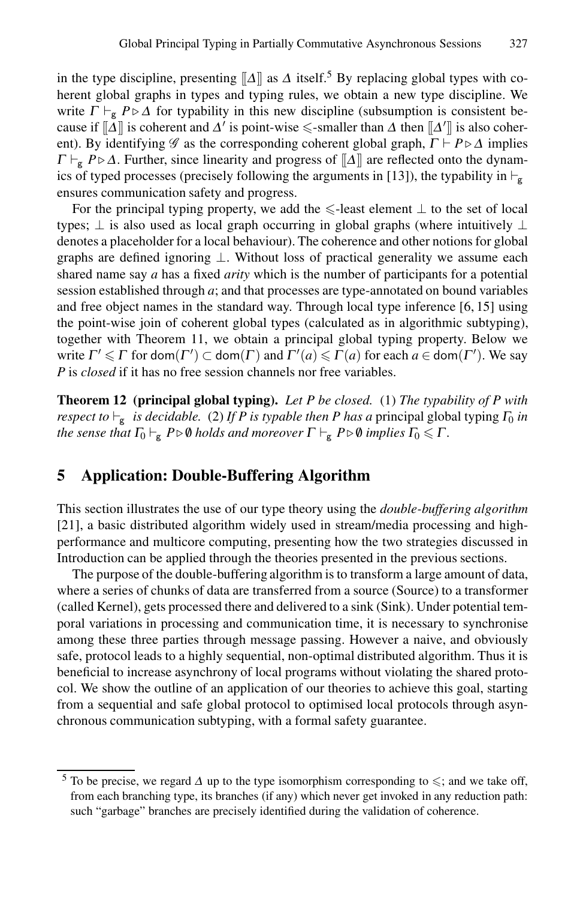in the type discipline, presenting $[\![\Delta]\!]$ as $\Delta$ itself.[5] By replacing global types with coherent global graphs in types and typing rules, we obtain a new type discipline. We write $\Gamma \vdash_{\mathsf{g}} P \triangleright \Delta$ for typability in this new discipline (subsumption is consistent because if $[\![\Delta]\!]$ is coherent and $\Delta'$ is point-wise $\leqslant$-smaller than $\Delta$ then $[\![\Delta']\!]$ is also coherent). By identifying $\mathscr{G}$ as the corresponding coherent global graph, $\Gamma \vdash P \triangleright \Delta$ implies $\Gamma \vdash_{\mathsf{g}} P \triangleright \Delta$. Further, since linearity and progress of $[\![\Delta]\!]$ are reflected onto the dynamics of typed processes (precisely following the arguments in [13]), the typability in $\vdash_{\mathsf{g}}$ ensures communication safety and progress.

For the principal typing property, we add the $\leqslant$-least element $\perp$ to the set of local types; $\perp$ is also used as local graph occurring in global graphs (where intuitively $\perp$ denotes a placeholder for a local behaviour). The coherence and other notions for global graphs are defined ignoring $\perp$. Without loss of practical generality we assume each shared name say $a$ has a fixed *arity* which is the number of participants for a potential session established through $a$; and that processes are type-annotated on bound variables and free object names in the standard way. Through local type inference [6, 15] using the point-wise join of coherent global types (calculated as in algorithmic subtyping), together with Theorem 11, we obtain a principal global typing property. Below we write $\Gamma' \leqslant \Gamma$ for $\mathsf{dom}(\Gamma') \subset \mathsf{dom}(\Gamma)$ and $\Gamma'(a) \leqslant \Gamma(a)$ for each $a \in \mathsf{dom}(\Gamma')$. We say $P$ is *closed* if it has no free session channels nor free variables.

**Theorem 12 (principal global typing).** *Let $P$ be closed.* (1) *The typability of $P$ with respect to $\vdash_{\mathsf{g}}$ is decidable.* (2) *If $P$ is typable then $P$ has a* principal global typing *$\Gamma_0$ in the sense that $\Gamma_0 \vdash_{\mathsf{g}} P \triangleright \emptyset$ holds and moreover $\Gamma \vdash_{\mathsf{g}} P \triangleright \emptyset$ implies $\Gamma_0 \leqslant \Gamma$.*

## 5 Application: Double-Buffering Algorithm

This section illustrates the use of our type theory using the *double-buffering algorithm* [21], a basic distributed algorithm widely used in stream/media processing and high-performance and multicore computing, presenting how the two strategies discussed in Introduction can be applied through the theories presented in the previous sections.

The purpose of the double-buffering algorithm is to transform a large amount of data, where a series of chunks of data are transferred from a source (Source) to a transformer (called Kernel), gets processed there and delivered to a sink (Sink). Under potential temporal variations in processing and communication time, it is necessary to synchronise among these three parties through message passing. However a naive, and obviously safe, protocol leads to a highly sequential, non-optimal distributed algorithm. Thus it is beneficial to increase asynchrony of local programs without violating the shared protocol. We show the outline of an application of our theories to achieve this goal, starting from a sequential and safe global protocol to optimised local protocols through asynchronous communication subtyping, with a formal safety guarantee.

[5] To be precise, we regard $\Delta$ up to the type isomorphism corresponding to $\leqslant$; and we take off, from each branching type, its branches (if any) which never get invoked in any reduction path: such "garbage" branches are precisely identified during the validation of coherence.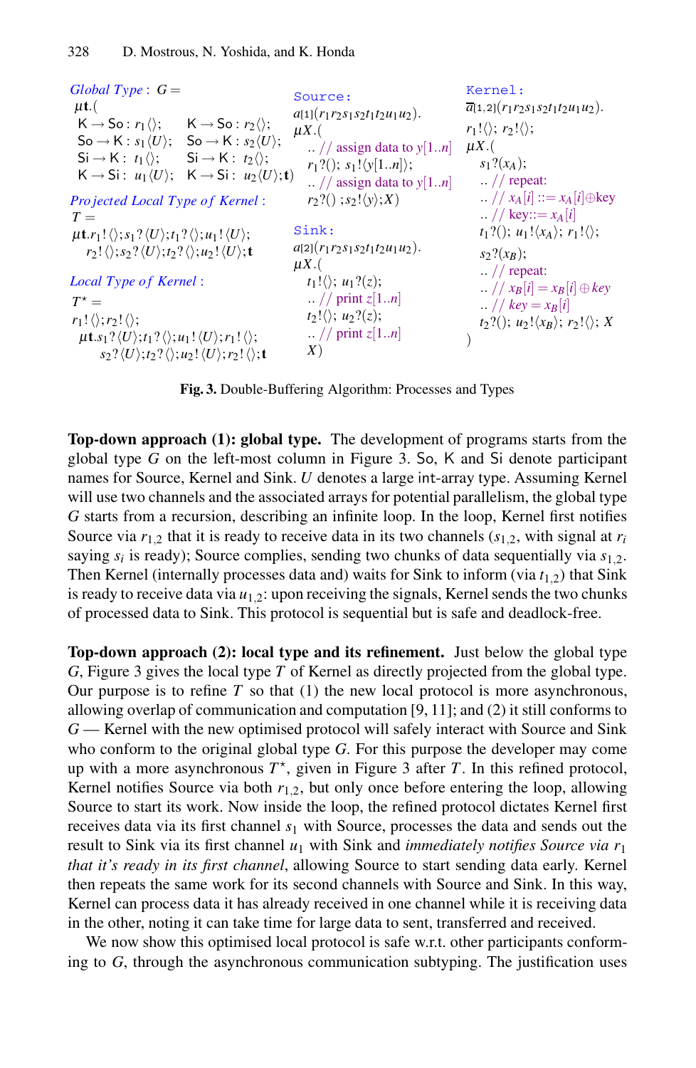**Global Type :** $G =$

$$\mu\mathbf{t}.(\ \mathsf{K}\to\mathsf{So}: r_1\langle\rangle;\quad \mathsf{K}\to\mathsf{So}: r_2\langle\rangle;$$
$$\mathsf{So}\to\mathsf{K}: s_1\langle U\rangle;\quad \mathsf{So}\to\mathsf{K}: s_2\langle U\rangle;$$
$$\mathsf{Si}\to\mathsf{K}:\ t_1\langle\rangle;\quad \mathsf{Si}\to\mathsf{K}:\ t_2\langle\rangle;$$
$$\mathsf{K}\to\mathsf{Si}:\ u_1\langle U\rangle;\quad \mathsf{K}\to\mathsf{Si}:\ u_2\langle U\rangle;\mathbf{t})$$

**Projected Local Type of Kernel :**

$T =$

$$\mu\mathbf{t}.r_1!\langle\rangle;s_1?\langle U\rangle;t_1?\langle\rangle;u_1!\langle U\rangle;$$
$$r_2!\langle\rangle;s_2?\langle U\rangle;t_2?\langle\rangle;u_2!\langle U\rangle;\mathbf{t}$$

**Local Type of Kernel :**

$T^\star =$

$$r_1!\langle\rangle;r_2!\langle\rangle;$$
$$\mu\mathbf{t}.s_1?\langle U\rangle;t_1?\langle\rangle;u_1!\langle U\rangle;r_1!\langle\rangle;$$
$$s_2?\langle U\rangle;t_2?\langle\rangle;u_2!\langle U\rangle;r_2!\langle\rangle;\mathbf{t}$$

```
Source:
a[1](r1 r2 s1 s2 t1 t2 u1 u2).
μX.(
  .. // assign data to y[1..n]
  r1?(); s1!⟨y[1..n]⟩;
  .. // assign data to y[1..n]
  r2?() ;s2!⟨y⟩;X)

Sink:
a[2](r1 r2 s1 s2 t1 t2 u1 u2).
μX.(
  t1!⟨⟩; u1?(z);
  .. // print z[1..n]
  t2!⟨⟩; u2?(z);
  .. // print z[1..n]
  X)

Kernel:
ā[1,2](r1 r2 s1 s2 t1 t2 u1 u2).
r1!⟨⟩; r2!⟨⟩;
μX.(
  s1?(xA);
  .. // repeat:
  .. // xA[i] ::= xA[i]⊕key
  .. // key::= xA[i]
  t1?(); u1!⟨xA⟩; r1!⟨⟩;
  s2?(xB);
  .. // repeat:
  .. // xB[i] = xB[i] ⊕ key
  .. // key = xB[i]
  t2?(); u2!⟨xB⟩; r2!⟨⟩; X
)
```

**Fig. 3.** Double-Buffering Algorithm: Processes and Types

**Top-down approach (1): global type.** The development of programs starts from the global type $G$ on the left-most column in Figure 3. So, K and Si denote participant names for Source, Kernel and Sink. $U$ denotes a large int-array type. Assuming Kernel will use two channels and the associated arrays for potential parallelism, the global type $G$ starts from a recursion, describing an infinite loop. In the loop, Kernel first notifies Source via $r_{1,2}$ that it is ready to receive data in its two channels ($s_{1,2}$, with signal at $r_i$ saying $s_i$ is ready); Source complies, sending two chunks of data sequentially via $s_{1,2}$. Then Kernel (internally processes data and) waits for Sink to inform (via $t_{1,2}$) that Sink is ready to receive data via $u_{1,2}$: upon receiving the signals, Kernel sends the two chunks of processed data to Sink. This protocol is sequential but is safe and deadlock-free.

**Top-down approach (2): local type and its refinement.** Just below the global type $G$, Figure 3 gives the local type $T$ of Kernel as directly projected from the global type. Our purpose is to refine $T$ so that (1) the new local protocol is more asynchronous, allowing overlap of communication and computation [9, 11]; and (2) it still conforms to $G$ — Kernel with the new optimised protocol will safely interact with Source and Sink who conform to the original global type $G$. For this purpose the developer may come up with a more asynchronous $T^\star$, given in Figure 3 after $T$. In this refined protocol, Kernel notifies Source via both $r_{1,2}$, but only once before entering the loop, allowing Source to start its work. Now inside the loop, the refined protocol dictates Kernel first receives data via its first channel $s_1$ with Source, processes the data and sends out the result to Sink via its first channel $u_1$ with Sink and *immediately notifies Source via $r_1$ that it's ready in its first channel*, allowing Source to start sending data early. Kernel then repeats the same work for its second channels with Source and Sink. In this way, Kernel can process data it has already received in one channel while it is receiving data in the other, noting it can take time for large data to sent, transferred and received.

We now show this optimised local protocol is safe w.r.t. other participants conforming to $G$, through the asynchronous communication subtyping. The justification uses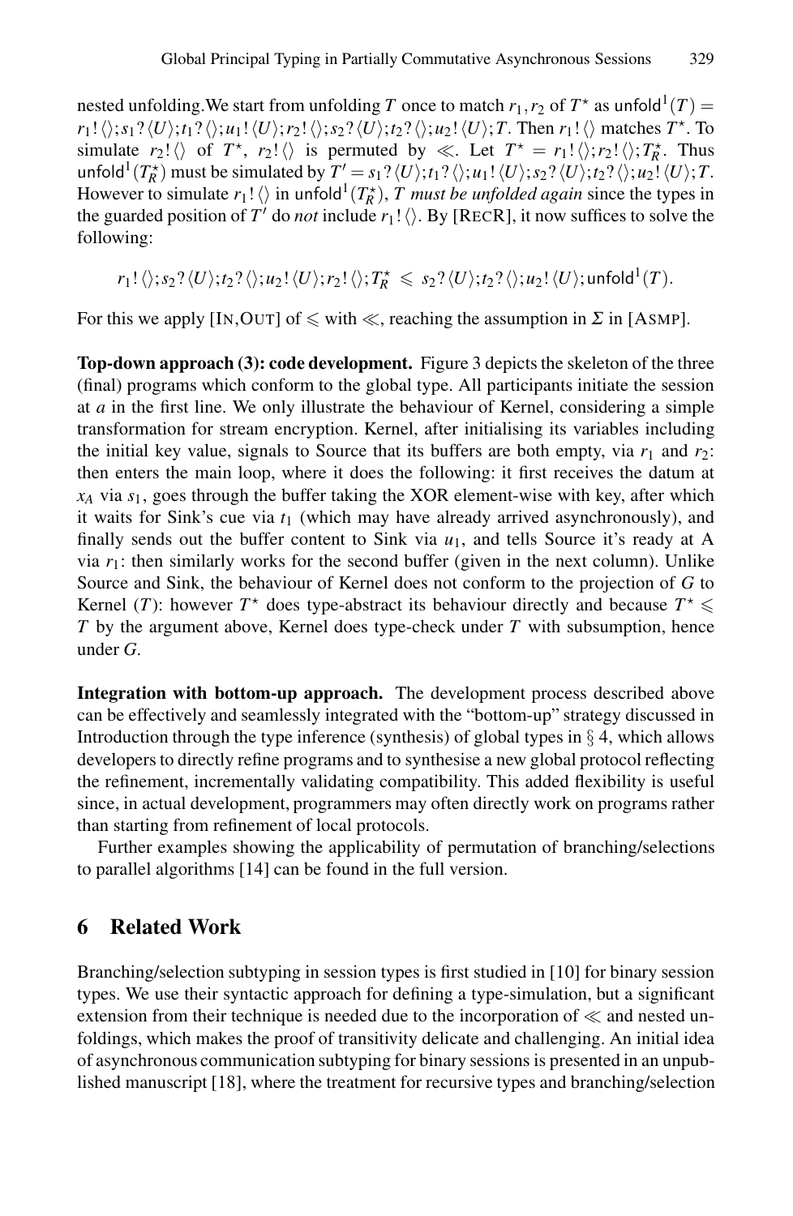nested unfolding.We start from unfolding $T$ once to match $r_1, r_2$ of $T^\star$ as $\mathsf{unfold}^1(T) = r_1!\langle\rangle; s_1?\langle U\rangle; t_1?\langle\rangle; u_1!\langle U\rangle; r_2!\langle\rangle; s_2?\langle U\rangle; t_2?\langle\rangle; u_2!\langle U\rangle; T$. Then $r_1!\langle\rangle$ matches $T^\star$. To simulate $r_2!\langle\rangle$ of $T^\star$, $r_2!\langle\rangle$ is permuted by $\ll$. Let $T^\star = r_1!\langle\rangle; r_2!\langle\rangle; T^\star_R$. Thus $\mathsf{unfold}^1(T^\star_R)$ must be simulated by $T' = s_1?\langle U\rangle; t_1?\langle\rangle; u_1!\langle U\rangle; s_2?\langle U\rangle; t_2?\langle\rangle; u_2!\langle U\rangle; T$. However to simulate $r_1!\langle\rangle$ in $\mathsf{unfold}^1(T^\star_R)$, *$T$ must be unfolded again* since the types in the guarded position of $T'$ do *not* include $r_1!\langle\rangle$. By [RECR], it now suffices to solve the following:

$$r_1!\langle\rangle; s_2?\langle U\rangle; t_2?\langle\rangle; u_2!\langle U\rangle; r_2!\langle\rangle; T^\star_R \leqslant s_2?\langle U\rangle; t_2?\langle\rangle; u_2!\langle U\rangle; \mathsf{unfold}^1(T).$$

For this we apply [IN,OUT] of $\leqslant$ with $\ll$, reaching the assumption in $\Sigma$ in [ASMP].

**Top-down approach (3): code development.** Figure 3 depicts the skeleton of the three (final) programs which conform to the global type. All participants initiate the session at $a$ in the first line. We only illustrate the behaviour of Kernel, considering a simple transformation for stream encryption. Kernel, after initialising its variables including the initial key value, signals to Source that its buffers are both empty, via $r_1$ and $r_2$: then enters the main loop, where it does the following: it first receives the datum at $x_A$ via $s_1$, goes through the buffer taking the XOR element-wise with key, after which it waits for Sink's cue via $t_1$ (which may have already arrived asynchronously), and finally sends out the buffer content to Sink via $u_1$, and tells Source it's ready at A via $r_1$: then similarly works for the second buffer (given in the next column). Unlike Source and Sink, the behaviour of Kernel does not conform to the projection of $G$ to Kernel ($T$): however $T^\star$ does type-abstract its behaviour directly and because $T^\star \leqslant T$ by the argument above, Kernel does type-check under $T$ with subsumption, hence under $G$.

**Integration with bottom-up approach.** The development process described above can be effectively and seamlessly integrated with the "bottom-up" strategy discussed in Introduction through the type inference (synthesis) of global types in § 4, which allows developers to directly refine programs and to synthesise a new global protocol reflecting the refinement, incrementally validating compatibility. This added flexibility is useful since, in actual development, programmers may often directly work on programs rather than starting from refinement of local protocols.

Further examples showing the applicability of permutation of branching/selections to parallel algorithms [14] can be found in the full version.

## 6 Related Work

Branching/selection subtyping in session types is first studied in [10] for binary session types. We use their syntactic approach for defining a type-simulation, but a significant extension from their technique is needed due to the incorporation of $\ll$ and nested unfoldings, which makes the proof of transitivity delicate and challenging. An initial idea of asynchronous communication subtyping for binary sessions is presented in an unpublished manuscript [18], where the treatment for recursive types and branching/selection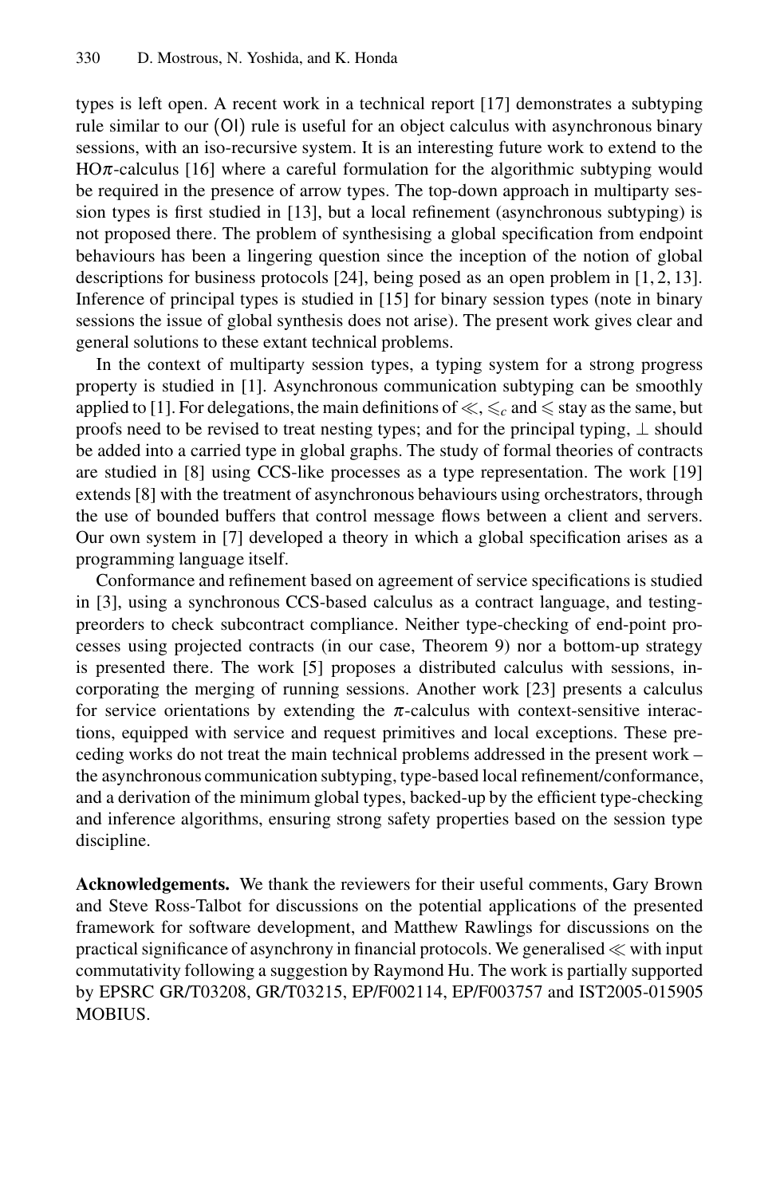types is left open. A recent work in a technical report [17] demonstrates a subtyping rule similar to our (OI) rule is useful for an object calculus with asynchronous binary sessions, with an iso-recursive system. It is an interesting future work to extend to the HO$\pi$-calculus [16] where a careful formulation for the algorithmic subtyping would be required in the presence of arrow types. The top-down approach in multiparty session types is first studied in [13], but a local refinement (asynchronous subtyping) is not proposed there. The problem of synthesising a global specification from endpoint behaviours has been a lingering question since the inception of the notion of global descriptions for business protocols [24], being posed as an open problem in [1, 2, 13]. Inference of principal types is studied in [15] for binary session types (note in binary sessions the issue of global synthesis does not arise). The present work gives clear and general solutions to these extant technical problems.

In the context of multiparty session types, a typing system for a strong progress property is studied in [1]. Asynchronous communication subtyping can be smoothly applied to [1]. For delegations, the main definitions of $\ll$, $\leqslant_c$ and $\leqslant$ stay as the same, but proofs need to be revised to treat nesting types; and for the principal typing, $\perp$ should be added into a carried type in global graphs. The study of formal theories of contracts are studied in [8] using CCS-like processes as a type representation. The work [19] extends [8] with the treatment of asynchronous behaviours using orchestrators, through the use of bounded buffers that control message flows between a client and servers. Our own system in [7] developed a theory in which a global specification arises as a programming language itself.

Conformance and refinement based on agreement of service specifications is studied in [3], using a synchronous CCS-based calculus as a contract language, and testing-preorders to check subcontract compliance. Neither type-checking of end-point processes using projected contracts (in our case, Theorem 9) nor a bottom-up strategy is presented there. The work [5] proposes a distributed calculus with sessions, incorporating the merging of running sessions. Another work [23] presents a calculus for service orientations by extending the $\pi$-calculus with context-sensitive interactions, equipped with service and request primitives and local exceptions. These preceding works do not treat the main technical problems addressed in the present work – the asynchronous communication subtyping, type-based local refinement/conformance, and a derivation of the minimum global types, backed-up by the efficient type-checking and inference algorithms, ensuring strong safety properties based on the session type discipline.

**Acknowledgements.** We thank the reviewers for their useful comments, Gary Brown and Steve Ross-Talbot for discussions on the potential applications of the presented framework for software development, and Matthew Rawlings for discussions on the practical significance of asynchrony in financial protocols. We generalised $\ll$ with input commutativity following a suggestion by Raymond Hu. The work is partially supported by EPSRC GR/T03208, GR/T03215, EP/F002114, EP/F003757 and IST2005-015905 MOBIUS.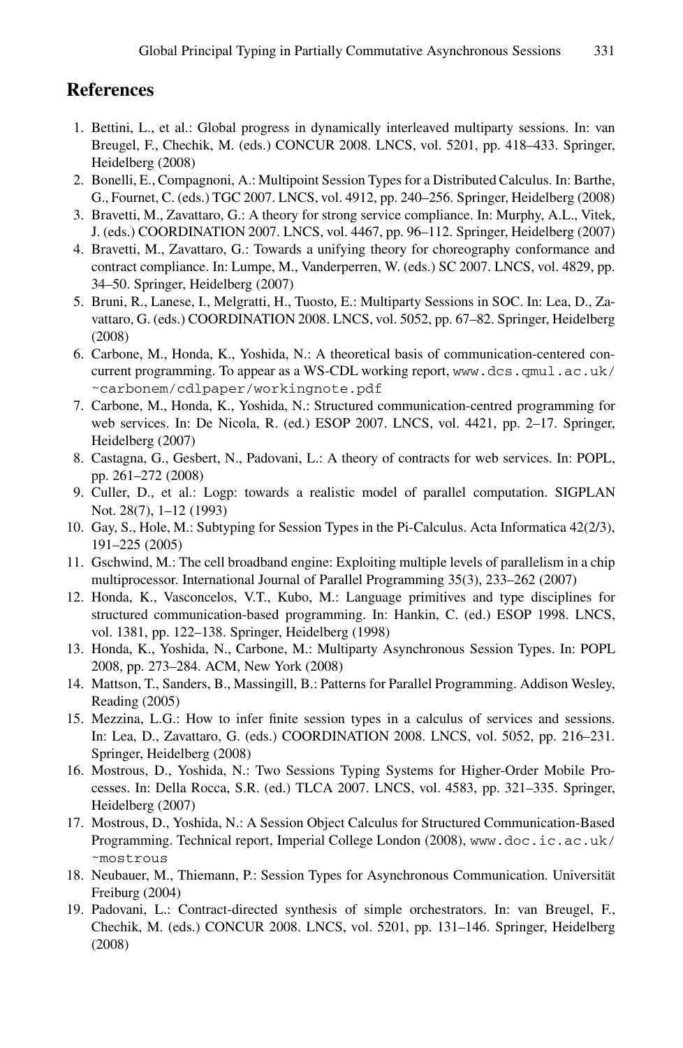## References

1. Bettini, L., et al.: Global progress in dynamically interleaved multiparty sessions. In: van Breugel, F., Chechik, M. (eds.) CONCUR 2008. LNCS, vol. 5201, pp. 418–433. Springer, Heidelberg (2008)
2. Bonelli, E., Compagnoni, A.: Multipoint Session Types for a Distributed Calculus. In: Barthe, G., Fournet, C. (eds.) TGC 2007. LNCS, vol. 4912, pp. 240–256. Springer, Heidelberg (2008)
3. Bravetti, M., Zavattaro, G.: A theory for strong service compliance. In: Murphy, A.L., Vitek, J. (eds.) COORDINATION 2007. LNCS, vol. 4467, pp. 96–112. Springer, Heidelberg (2007)
4. Bravetti, M., Zavattaro, G.: Towards a unifying theory for choreography conformance and contract compliance. In: Lumpe, M., Vanderperren, W. (eds.) SC 2007. LNCS, vol. 4829, pp. 34–50. Springer, Heidelberg (2007)
5. Bruni, R., Lanese, I., Melgratti, H., Tuosto, E.: Multiparty Sessions in SOC. In: Lea, D., Zavattaro, G. (eds.) COORDINATION 2008. LNCS, vol. 5052, pp. 67–82. Springer, Heidelberg (2008)
6. Carbone, M., Honda, K., Yoshida, N.: A theoretical basis of communication-centered concurrent programming. To appear as a WS-CDL working report, www.dcs.qmul.ac.uk/~carbonem/cdlpaper/workingnote.pdf
7. Carbone, M., Honda, K., Yoshida, N.: Structured communication-centred programming for web services. In: De Nicola, R. (ed.) ESOP 2007. LNCS, vol. 4421, pp. 2–17. Springer, Heidelberg (2007)
8. Castagna, G., Gesbert, N., Padovani, L.: A theory of contracts for web services. In: POPL, pp. 261–272 (2008)
9. Culler, D., et al.: Logp: towards a realistic model of parallel computation. SIGPLAN Not. 28(7), 1–12 (1993)
10. Gay, S., Hole, M.: Subtyping for Session Types in the Pi-Calculus. Acta Informatica 42(2/3), 191–225 (2005)
11. Gschwind, M.: The cell broadband engine: Exploiting multiple levels of parallelism in a chip multiprocessor. International Journal of Parallel Programming 35(3), 233–262 (2007)
12. Honda, K., Vasconcelos, V.T., Kubo, M.: Language primitives and type disciplines for structured communication-based programming. In: Hankin, C. (ed.) ESOP 1998. LNCS, vol. 1381, pp. 122–138. Springer, Heidelberg (1998)
13. Honda, K., Yoshida, N., Carbone, M.: Multiparty Asynchronous Session Types. In: POPL 2008, pp. 273–284. ACM, New York (2008)
14. Mattson, T., Sanders, B., Massingill, B.: Patterns for Parallel Programming. Addison Wesley, Reading (2005)
15. Mezzina, L.G.: How to infer finite session types in a calculus of services and sessions. In: Lea, D., Zavattaro, G. (eds.) COORDINATION 2008. LNCS, vol. 5052, pp. 216–231. Springer, Heidelberg (2008)
16. Mostrous, D., Yoshida, N.: Two Sessions Typing Systems for Higher-Order Mobile Processes. In: Della Rocca, S.R. (ed.) TLCA 2007. LNCS, vol. 4583, pp. 321–335. Springer, Heidelberg (2007)
17. Mostrous, D., Yoshida, N.: A Session Object Calculus for Structured Communication-Based Programming. Technical report, Imperial College London (2008), www.doc.ic.ac.uk/~mostrous
18. Neubauer, M., Thiemann, P.: Session Types for Asynchronous Communication. Universität Freiburg (2004)
19. Padovani, L.: Contract-directed synthesis of simple orchestrators. In: van Breugel, F., Chechik, M. (eds.) CONCUR 2008. LNCS, vol. 5201, pp. 131–146. Springer, Heidelberg (2008)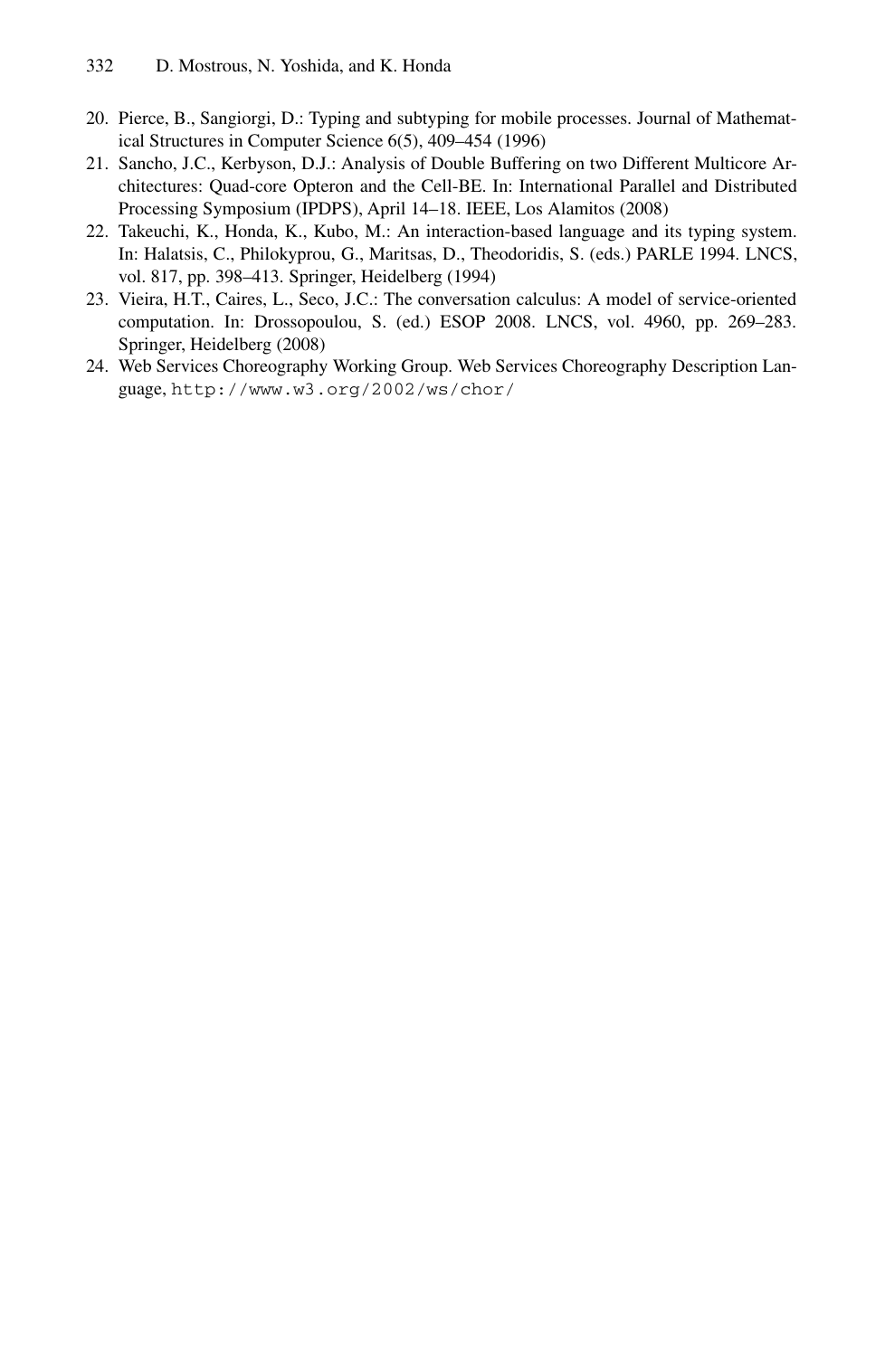20. Pierce, B., Sangiorgi, D.: Typing and subtyping for mobile processes. Journal of Mathematical Structures in Computer Science 6(5), 409–454 (1996)
21. Sancho, J.C., Kerbyson, D.J.: Analysis of Double Buffering on two Different Multicore Architectures: Quad-core Opteron and the Cell-BE. In: International Parallel and Distributed Processing Symposium (IPDPS), April 14–18. IEEE, Los Alamitos (2008)
22. Takeuchi, K., Honda, K., Kubo, M.: An interaction-based language and its typing system. In: Halatsis, C., Philokyprou, G., Maritsas, D., Theodoridis, S. (eds.) PARLE 1994. LNCS, vol. 817, pp. 398–413. Springer, Heidelberg (1994)
23. Vieira, H.T., Caires, L., Seco, J.C.: The conversation calculus: A model of service-oriented computation. In: Drossopoulou, S. (ed.) ESOP 2008. LNCS, vol. 4960, pp. 269–283. Springer, Heidelberg (2008)
24. Web Services Choreography Working Group. Web Services Choreography Description Language, `http://www.w3.org/2002/ws/chor/`